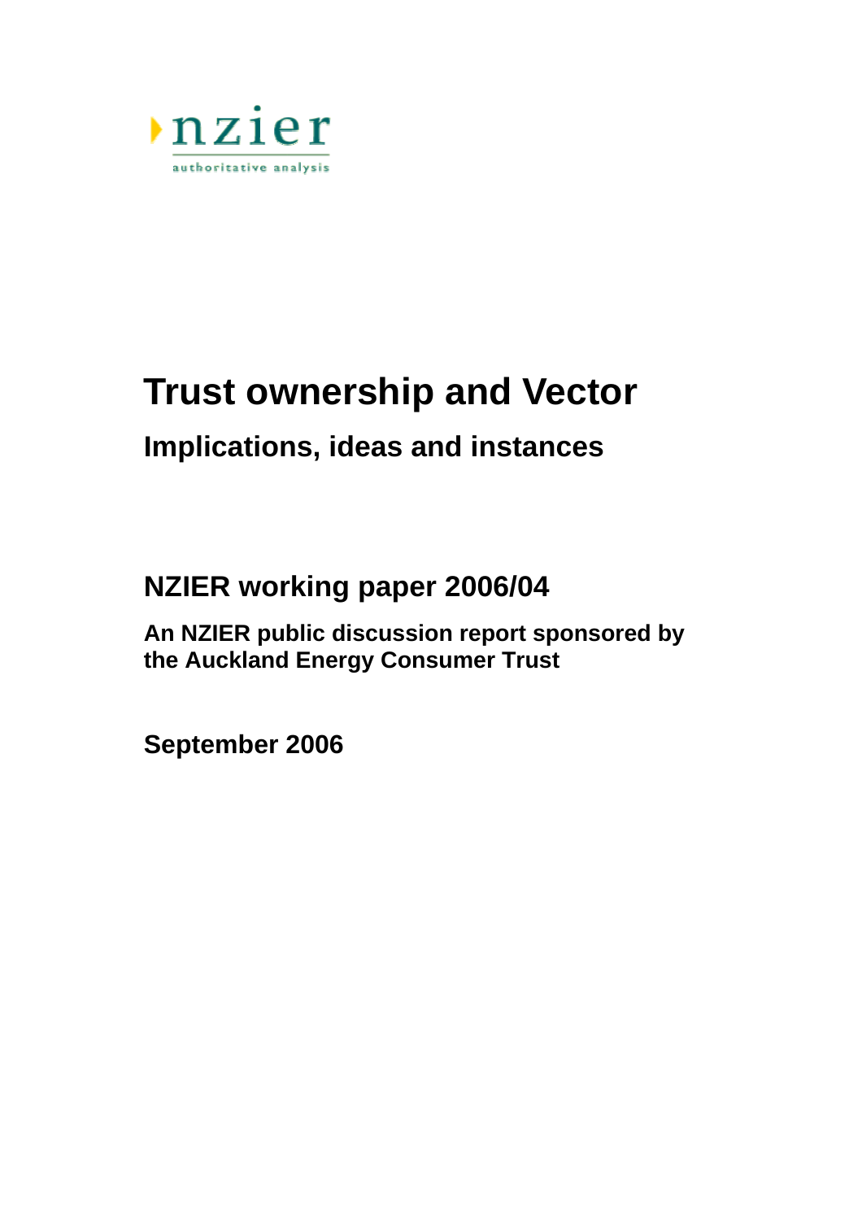nzier

authoritative analysis

# Trust ownership and Vector

## Implications, ideas and instances

## NZIER working paper 2006/04

**An NZIER public discussion report sponsored by the Auckland Energy Consumer Trust**

**September 2006**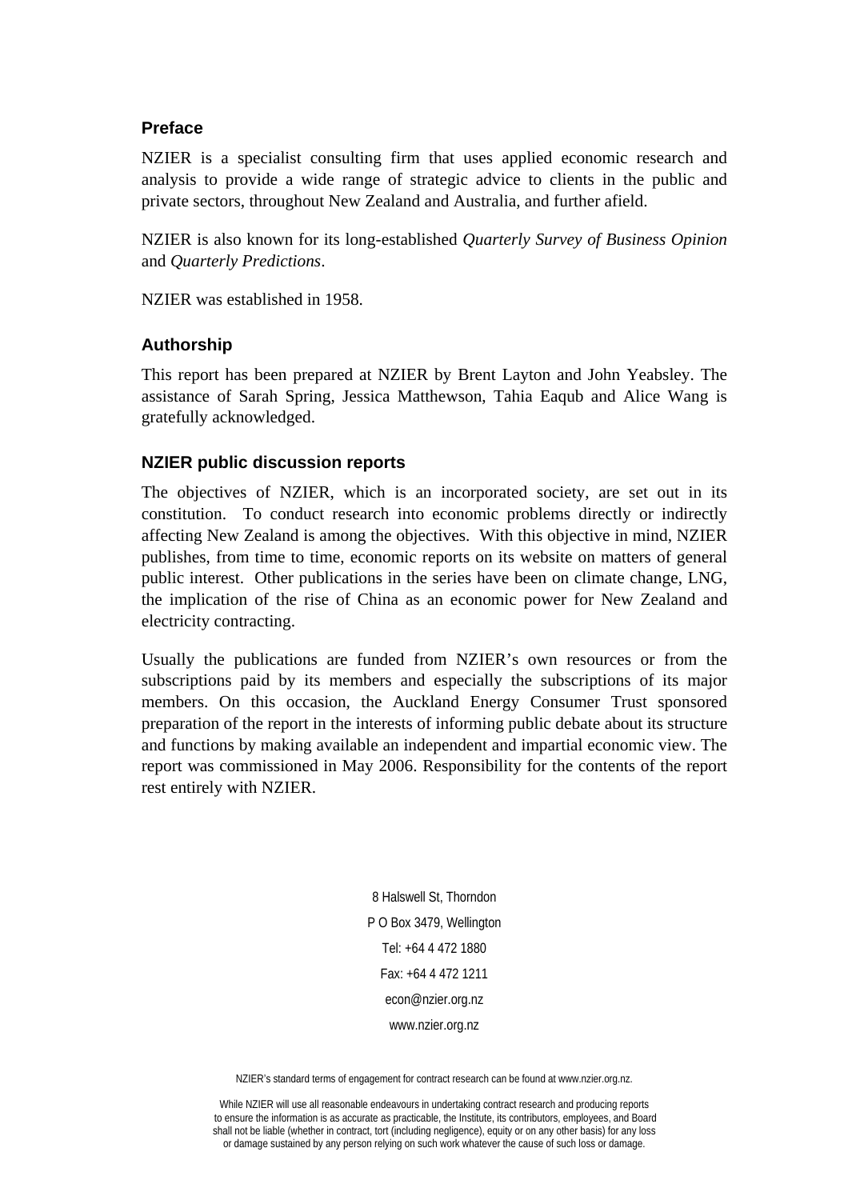## Preface

NZIER is a specialist consulting firm that uses applied economic research and analysis to provide a wide range of strategic advice to clients in the public and private sectors, throughout New Zealand and Australia, and further afield.

NZIER is also known for its long-established *Quarterly Survey of Business Opinion* and *Quarterly Predictions*.

NZIER was established in 1958.

## Authorship

This report has been prepared at NZIER by Brent Layton and John Yeabsley. The assistance of Sarah Spring, Jessica Matthewson, Tahia Eaqub and Alice Wang is gratefully acknowledged.

## NZIER public discussion reports

The objectives of NZIER, which is an incorporated society, are set out in its constitution. To conduct research into economic problems directly or indirectly affecting New Zealand is among the objectives. With this objective in mind, NZIER publishes, from time to time, economic reports on its website on matters of general public interest. Other publications in the series have been on climate change, LNG, the implication of the rise of China as an economic power for New Zealand and electricity contracting.

Usually the publications are funded from NZIER's own resources or from the subscriptions paid by its members and especially the subscriptions of its major members. On this occasion, the Auckland Energy Consumer Trust sponsored preparation of the report in the interests of informing public debate about its structure and functions by making available an independent and impartial economic view. The report was commissioned in May 2006. Responsibility for the contents of the report rest entirely with NZIER.

8 Halswell St, Thorndon
P O Box 3479, Wellington
Tel: +64 4 472 1880
Fax: +64 4 472 1211
econ@nzier.org.nz
www.nzier.org.nz

NZIER's standard terms of engagement for contract research can be found at www.nzier.org.nz.

While NZIER will use all reasonable endeavours in undertaking contract research and producing reports to ensure the information is as accurate as practicable, the Institute, its contributors, employees, and Board shall not be liable (whether in contract, tort (including negligence), equity or on any other basis) for any loss or damage sustained by any person relying on such work whatever the cause of such loss or damage.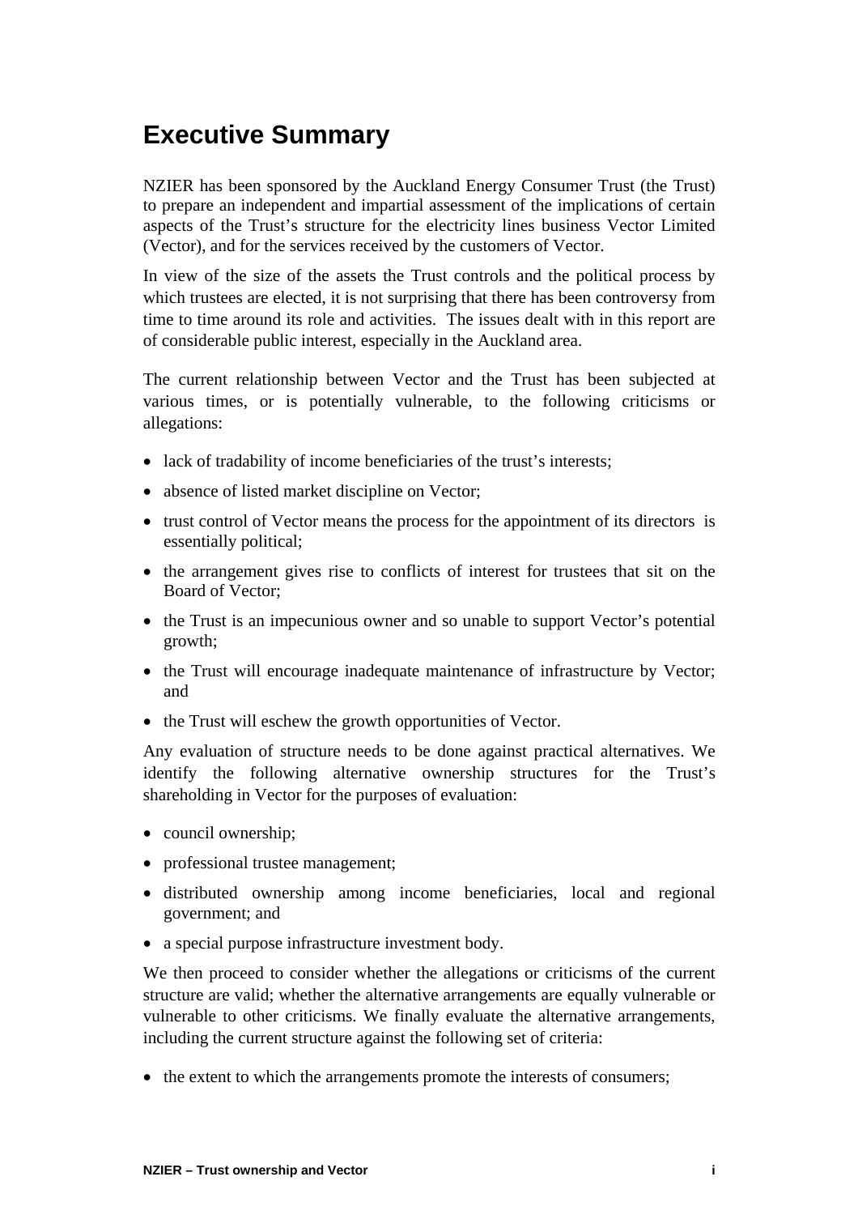# Executive Summary

NZIER has been sponsored by the Auckland Energy Consumer Trust (the Trust) to prepare an independent and impartial assessment of the implications of certain aspects of the Trust's structure for the electricity lines business Vector Limited (Vector), and for the services received by the customers of Vector.

In view of the size of the assets the Trust controls and the political process by which trustees are elected, it is not surprising that there has been controversy from time to time around its role and activities. The issues dealt with in this report are of considerable public interest, especially in the Auckland area.

The current relationship between Vector and the Trust has been subjected at various times, or is potentially vulnerable, to the following criticisms or allegations:

- lack of tradability of income beneficiaries of the trust's interests;
- absence of listed market discipline on Vector;
- trust control of Vector means the process for the appointment of its directors is essentially political;
- the arrangement gives rise to conflicts of interest for trustees that sit on the Board of Vector;
- the Trust is an impecunious owner and so unable to support Vector's potential growth;
- the Trust will encourage inadequate maintenance of infrastructure by Vector; and
- the Trust will eschew the growth opportunities of Vector.

Any evaluation of structure needs to be done against practical alternatives. We identify the following alternative ownership structures for the Trust's shareholding in Vector for the purposes of evaluation:

- council ownership;
- professional trustee management;
- distributed ownership among income beneficiaries, local and regional government; and
- a special purpose infrastructure investment body.

We then proceed to consider whether the allegations or criticisms of the current structure are valid; whether the alternative arrangements are equally vulnerable or vulnerable to other criticisms. We finally evaluate the alternative arrangements, including the current structure against the following set of criteria:

- the extent to which the arrangements promote the interests of consumers;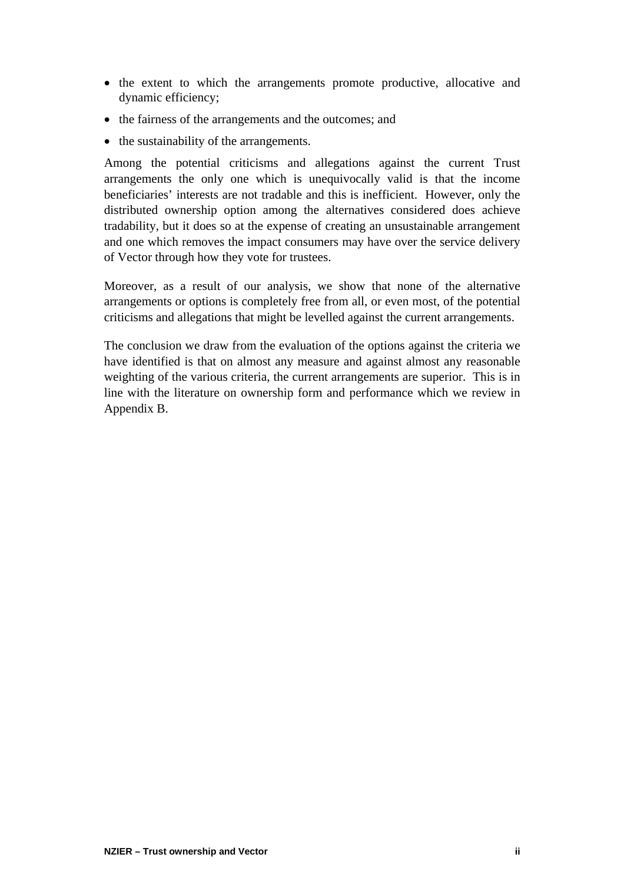- the extent to which the arrangements promote productive, allocative and dynamic efficiency;
- the fairness of the arrangements and the outcomes; and
- the sustainability of the arrangements.

Among the potential criticisms and allegations against the current Trust arrangements the only one which is unequivocally valid is that the income beneficiaries' interests are not tradable and this is inefficient. However, only the distributed ownership option among the alternatives considered does achieve tradability, but it does so at the expense of creating an unsustainable arrangement and one which removes the impact consumers may have over the service delivery of Vector through how they vote for trustees.

Moreover, as a result of our analysis, we show that none of the alternative arrangements or options is completely free from all, or even most, of the potential criticisms and allegations that might be levelled against the current arrangements.

The conclusion we draw from the evaluation of the options against the criteria we have identified is that on almost any measure and against almost any reasonable weighting of the various criteria, the current arrangements are superior. This is in line with the literature on ownership form and performance which we review in Appendix B.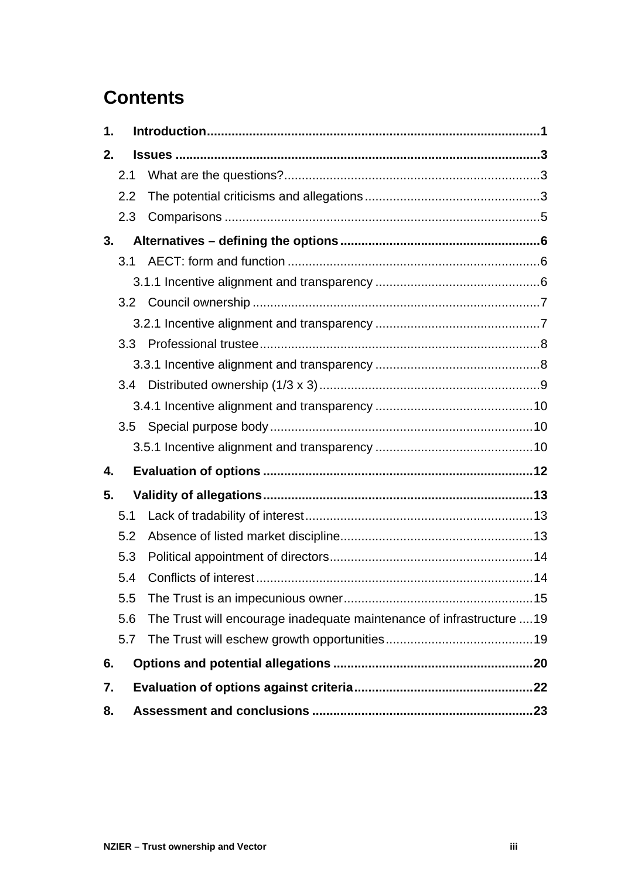# Contents

1. **Introduction** 1
2. **Issues** 3
   - 2.1 What are the questions? 3
   - 2.2 The potential criticisms and allegations 3
   - 2.3 Comparisons 5
3. **Alternatives – defining the options** 6
   - 3.1 AECT: form and function 6
     - 3.1.1 Incentive alignment and transparency 6
   - 3.2 Council ownership 7
     - 3.2.1 Incentive alignment and transparency 7
   - 3.3 Professional trustee 8
     - 3.3.1 Incentive alignment and transparency 8
   - 3.4 Distributed ownership (1/3 x 3) 9
     - 3.4.1 Incentive alignment and transparency 10
   - 3.5 Special purpose body 10
     - 3.5.1 Incentive alignment and transparency 10
4. **Evaluation of options** 12
5. **Validity of allegations** 13
   - 5.1 Lack of tradability of interest 13
   - 5.2 Absence of listed market discipline 13
   - 5.3 Political appointment of directors 14
   - 5.4 Conflicts of interest 14
   - 5.5 The Trust is an impecunious owner 15
   - 5.6 The Trust will encourage inadequate maintenance of infrastructure 19
   - 5.7 The Trust will eschew growth opportunities 19
6. **Options and potential allegations** 20
7. **Evaluation of options against criteria** 22
8. **Assessment and conclusions** 23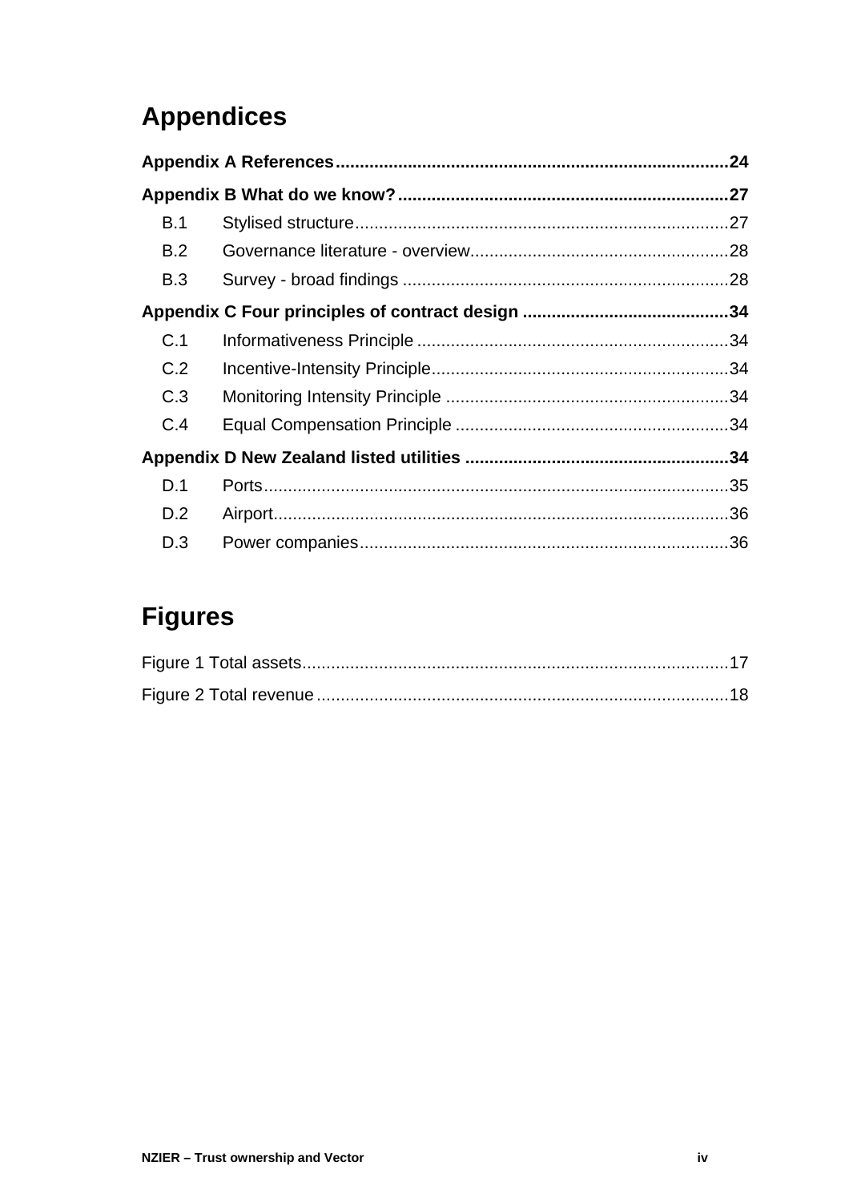# Appendices

**Appendix A References** .......... **24**

**Appendix B What do we know?** .......... **27**

B.1 Stylised structure .......... 27

B.2 Governance literature - overview .......... 28

B.3 Survey - broad findings .......... 28

**Appendix C Four principles of contract design** .......... **34**

C.1 Informativeness Principle .......... 34

C.2 Incentive-Intensity Principle .......... 34

C.3 Monitoring Intensity Principle .......... 34

C.4 Equal Compensation Principle .......... 34

**Appendix D New Zealand listed utilities** .......... **34**

D.1 Ports .......... 35

D.2 Airport .......... 36

D.3 Power companies .......... 36

# Figures

Figure 1 Total assets .......... 17

Figure 2 Total revenue .......... 18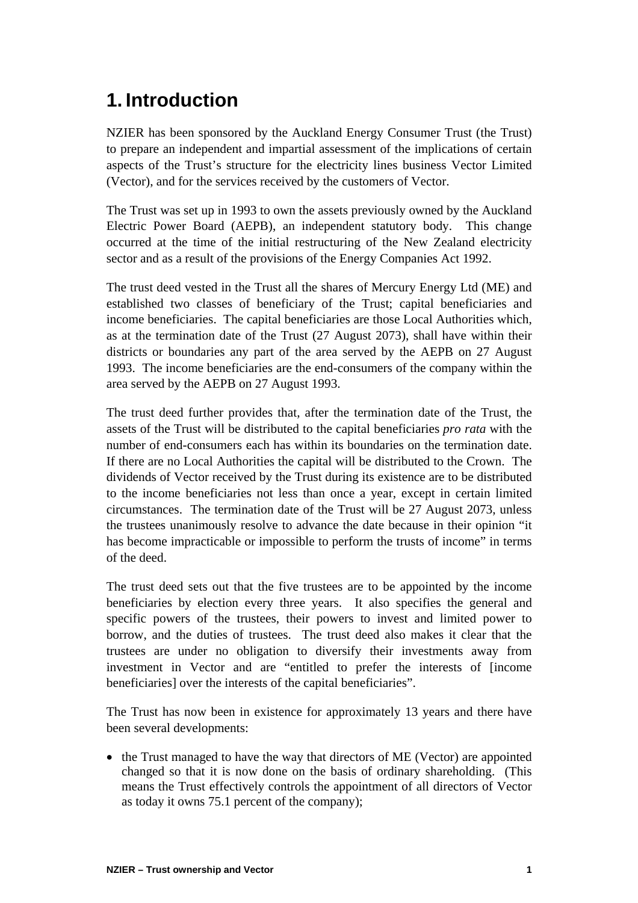# 1. Introduction

NZIER has been sponsored by the Auckland Energy Consumer Trust (the Trust) to prepare an independent and impartial assessment of the implications of certain aspects of the Trust's structure for the electricity lines business Vector Limited (Vector), and for the services received by the customers of Vector.

The Trust was set up in 1993 to own the assets previously owned by the Auckland Electric Power Board (AEPB), an independent statutory body. This change occurred at the time of the initial restructuring of the New Zealand electricity sector and as a result of the provisions of the Energy Companies Act 1992.

The trust deed vested in the Trust all the shares of Mercury Energy Ltd (ME) and established two classes of beneficiary of the Trust; capital beneficiaries and income beneficiaries. The capital beneficiaries are those Local Authorities which, as at the termination date of the Trust (27 August 2073), shall have within their districts or boundaries any part of the area served by the AEPB on 27 August 1993. The income beneficiaries are the end-consumers of the company within the area served by the AEPB on 27 August 1993.

The trust deed further provides that, after the termination date of the Trust, the assets of the Trust will be distributed to the capital beneficiaries *pro rata* with the number of end-consumers each has within its boundaries on the termination date. If there are no Local Authorities the capital will be distributed to the Crown. The dividends of Vector received by the Trust during its existence are to be distributed to the income beneficiaries not less than once a year, except in certain limited circumstances. The termination date of the Trust will be 27 August 2073, unless the trustees unanimously resolve to advance the date because in their opinion "it has become impracticable or impossible to perform the trusts of income" in terms of the deed.

The trust deed sets out that the five trustees are to be appointed by the income beneficiaries by election every three years. It also specifies the general and specific powers of the trustees, their powers to invest and limited power to borrow, and the duties of trustees. The trust deed also makes it clear that the trustees are under no obligation to diversify their investments away from investment in Vector and are "entitled to prefer the interests of [income beneficiaries] over the interests of the capital beneficiaries".

The Trust has now been in existence for approximately 13 years and there have been several developments:

- the Trust managed to have the way that directors of ME (Vector) are appointed changed so that it is now done on the basis of ordinary shareholding. (This means the Trust effectively controls the appointment of all directors of Vector as today it owns 75.1 percent of the company);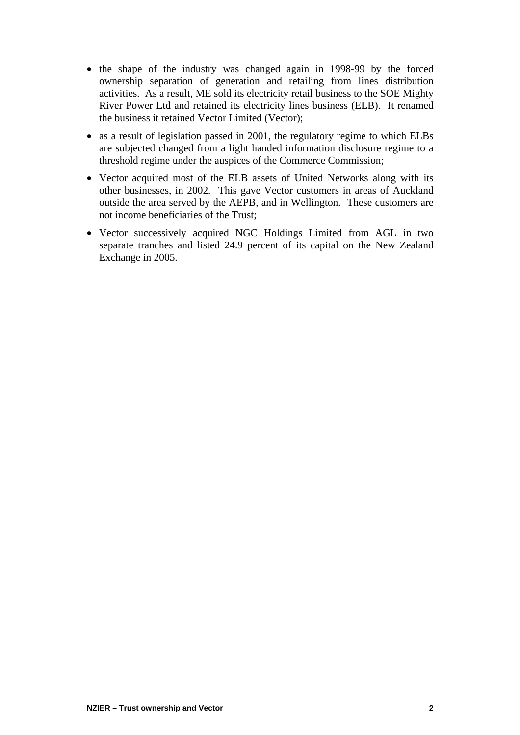- the shape of the industry was changed again in 1998-99 by the forced ownership separation of generation and retailing from lines distribution activities. As a result, ME sold its electricity retail business to the SOE Mighty River Power Ltd and retained its electricity lines business (ELB). It renamed the business it retained Vector Limited (Vector);
- as a result of legislation passed in 2001, the regulatory regime to which ELBs are subjected changed from a light handed information disclosure regime to a threshold regime under the auspices of the Commerce Commission;
- Vector acquired most of the ELB assets of United Networks along with its other businesses, in 2002. This gave Vector customers in areas of Auckland outside the area served by the AEPB, and in Wellington. These customers are not income beneficiaries of the Trust;
- Vector successively acquired NGC Holdings Limited from AGL in two separate tranches and listed 24.9 percent of its capital on the New Zealand Exchange in 2005.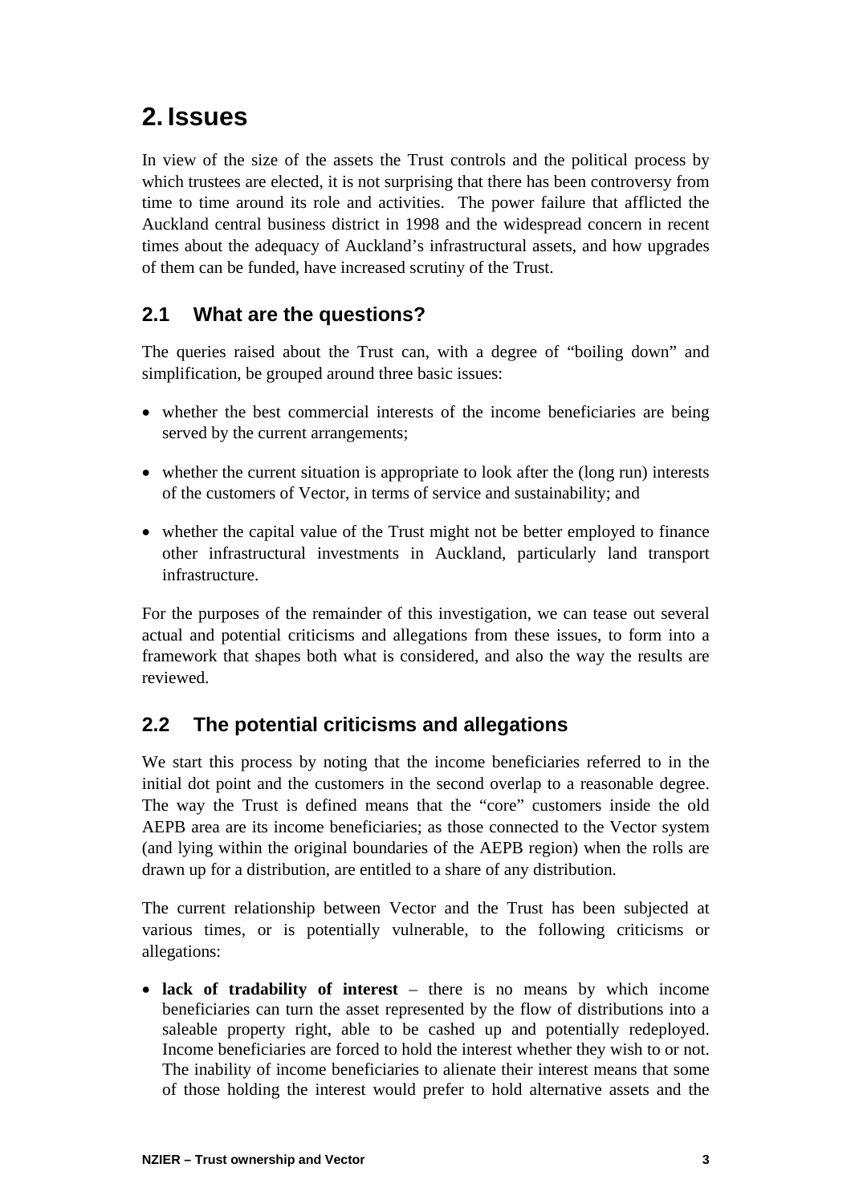# 2. Issues

In view of the size of the assets the Trust controls and the political process by which trustees are elected, it is not surprising that there has been controversy from time to time around its role and activities. The power failure that afflicted the Auckland central business district in 1998 and the widespread concern in recent times about the adequacy of Auckland's infrastructural assets, and how upgrades of them can be funded, have increased scrutiny of the Trust.

## 2.1 What are the questions?

The queries raised about the Trust can, with a degree of "boiling down" and simplification, be grouped around three basic issues:

- whether the best commercial interests of the income beneficiaries are being served by the current arrangements;
- whether the current situation is appropriate to look after the (long run) interests of the customers of Vector, in terms of service and sustainability; and
- whether the capital value of the Trust might not be better employed to finance other infrastructural investments in Auckland, particularly land transport infrastructure.

For the purposes of the remainder of this investigation, we can tease out several actual and potential criticisms and allegations from these issues, to form into a framework that shapes both what is considered, and also the way the results are reviewed.

## 2.2 The potential criticisms and allegations

We start this process by noting that the income beneficiaries referred to in the initial dot point and the customers in the second overlap to a reasonable degree. The way the Trust is defined means that the "core" customers inside the old AEPB area are its income beneficiaries; as those connected to the Vector system (and lying within the original boundaries of the AEPB region) when the rolls are drawn up for a distribution, are entitled to a share of any distribution.

The current relationship between Vector and the Trust has been subjected at various times, or is potentially vulnerable, to the following criticisms or allegations:

- **lack of tradability of interest** – there is no means by which income beneficiaries can turn the asset represented by the flow of distributions into a saleable property right, able to be cashed up and potentially redeployed. Income beneficiaries are forced to hold the interest whether they wish to or not. The inability of income beneficiaries to alienate their interest means that some of those holding the interest would prefer to hold alternative assets and the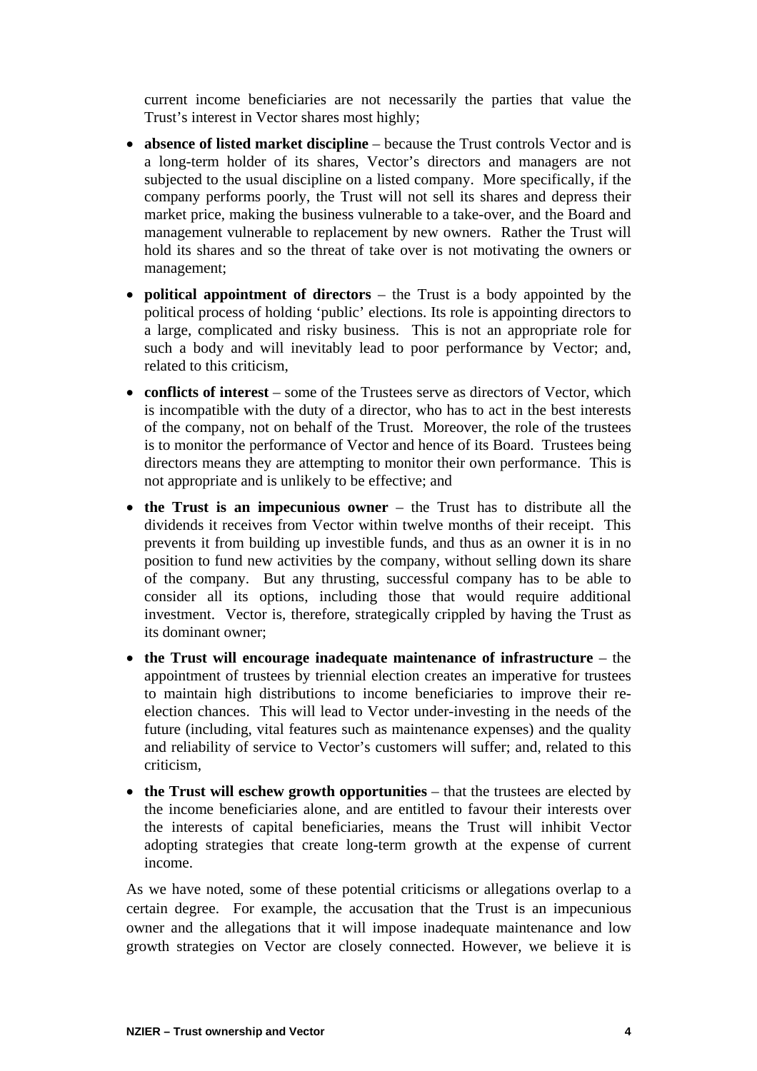current income beneficiaries are not necessarily the parties that value the Trust's interest in Vector shares most highly;

- **absence of listed market discipline** – because the Trust controls Vector and is a long-term holder of its shares, Vector's directors and managers are not subjected to the usual discipline on a listed company. More specifically, if the company performs poorly, the Trust will not sell its shares and depress their market price, making the business vulnerable to a take-over, and the Board and management vulnerable to replacement by new owners. Rather the Trust will hold its shares and so the threat of take over is not motivating the owners or management;
- **political appointment of directors** – the Trust is a body appointed by the political process of holding 'public' elections. Its role is appointing directors to a large, complicated and risky business. This is not an appropriate role for such a body and will inevitably lead to poor performance by Vector; and, related to this criticism,
- **conflicts of interest** – some of the Trustees serve as directors of Vector, which is incompatible with the duty of a director, who has to act in the best interests of the company, not on behalf of the Trust. Moreover, the role of the trustees is to monitor the performance of Vector and hence of its Board. Trustees being directors means they are attempting to monitor their own performance. This is not appropriate and is unlikely to be effective; and
- **the Trust is an impecunious owner** – the Trust has to distribute all the dividends it receives from Vector within twelve months of their receipt. This prevents it from building up investible funds, and thus as an owner it is in no position to fund new activities by the company, without selling down its share of the company. But any thrusting, successful company has to be able to consider all its options, including those that would require additional investment. Vector is, therefore, strategically crippled by having the Trust as its dominant owner;
- **the Trust will encourage inadequate maintenance of infrastructure** – the appointment of trustees by triennial election creates an imperative for trustees to maintain high distributions to income beneficiaries to improve their re-election chances. This will lead to Vector under-investing in the needs of the future (including, vital features such as maintenance expenses) and the quality and reliability of service to Vector's customers will suffer; and, related to this criticism,
- **the Trust will eschew growth opportunities** – that the trustees are elected by the income beneficiaries alone, and are entitled to favour their interests over the interests of capital beneficiaries, means the Trust will inhibit Vector adopting strategies that create long-term growth at the expense of current income.

As we have noted, some of these potential criticisms or allegations overlap to a certain degree. For example, the accusation that the Trust is an impecunious owner and the allegations that it will impose inadequate maintenance and low growth strategies on Vector are closely connected. However, we believe it is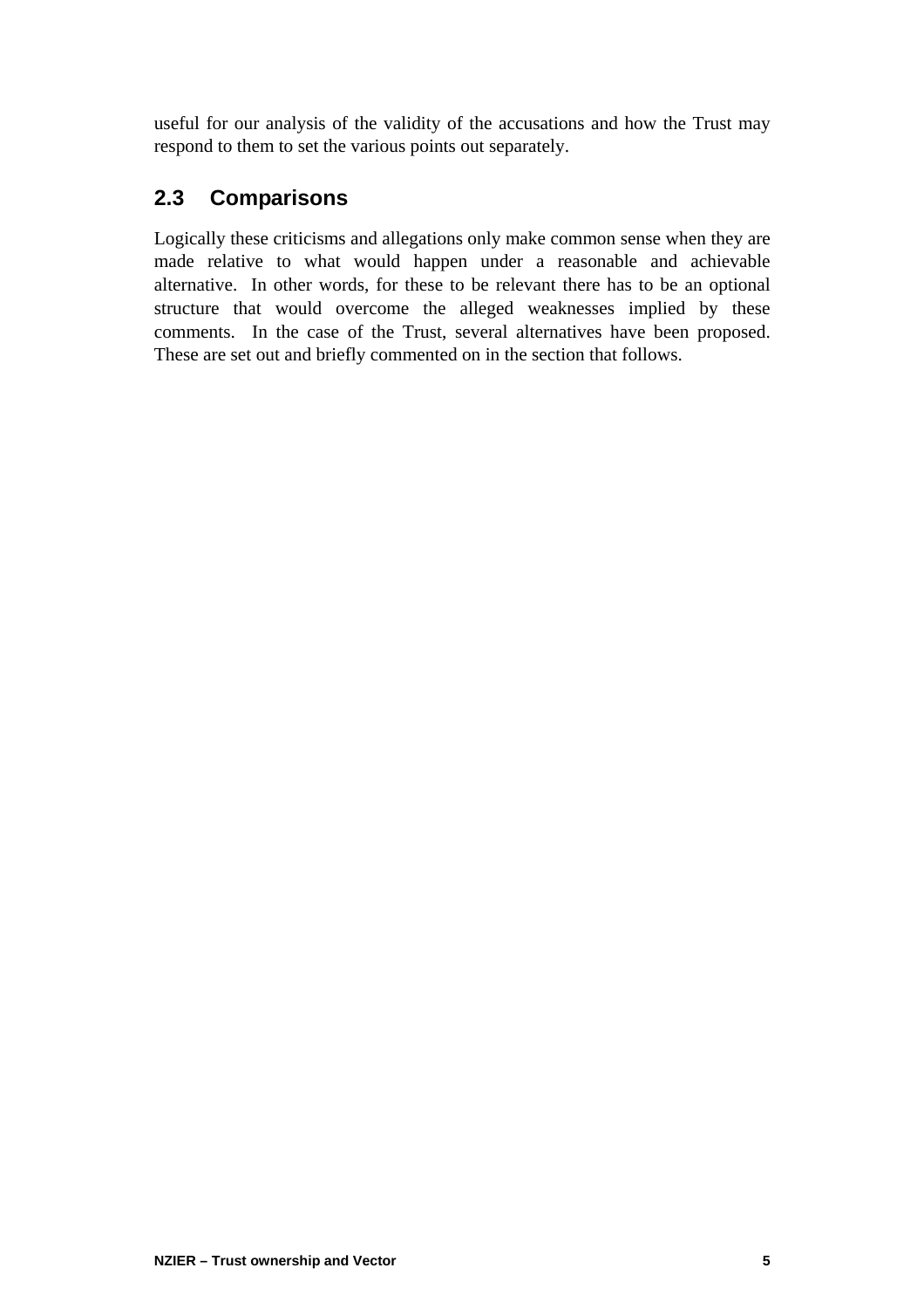useful for our analysis of the validity of the accusations and how the Trust may respond to them to set the various points out separately.

## 2.3 Comparisons

Logically these criticisms and allegations only make common sense when they are made relative to what would happen under a reasonable and achievable alternative. In other words, for these to be relevant there has to be an optional structure that would overcome the alleged weaknesses implied by these comments. In the case of the Trust, several alternatives have been proposed. These are set out and briefly commented on in the section that follows.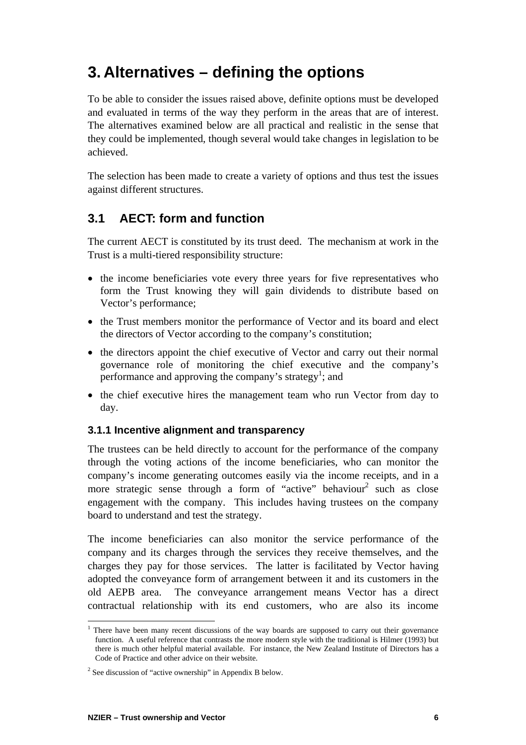# 3. Alternatives – defining the options

To be able to consider the issues raised above, definite options must be developed and evaluated in terms of the way they perform in the areas that are of interest. The alternatives examined below are all practical and realistic in the sense that they could be implemented, though several would take changes in legislation to be achieved.

The selection has been made to create a variety of options and thus test the issues against different structures.

## 3.1 AECT: form and function

The current AECT is constituted by its trust deed. The mechanism at work in the Trust is a multi-tiered responsibility structure:

- the income beneficiaries vote every three years for five representatives who form the Trust knowing they will gain dividends to distribute based on Vector's performance;
- the Trust members monitor the performance of Vector and its board and elect the directors of Vector according to the company's constitution;
- the directors appoint the chief executive of Vector and carry out their normal governance role of monitoring the chief executive and the company's performance and approving the company's strategy[1]; and
- the chief executive hires the management team who run Vector from day to day.

### 3.1.1 Incentive alignment and transparency

The trustees can be held directly to account for the performance of the company through the voting actions of the income beneficiaries, who can monitor the company's income generating outcomes easily via the income receipts, and in a more strategic sense through a form of "active" behaviour[2] such as close engagement with the company. This includes having trustees on the company board to understand and test the strategy.

The income beneficiaries can also monitor the service performance of the company and its charges through the services they receive themselves, and the charges they pay for those services. The latter is facilitated by Vector having adopted the conveyance form of arrangement between it and its customers in the old AEPB area. The conveyance arrangement means Vector has a direct contractual relationship with its end customers, who are also its income

[1] There have been many recent discussions of the way boards are supposed to carry out their governance function. A useful reference that contrasts the more modern style with the traditional is Hilmer (1993) but there is much other helpful material available. For instance, the New Zealand Institute of Directors has a Code of Practice and other advice on their website.

[2] See discussion of "active ownership" in Appendix B below.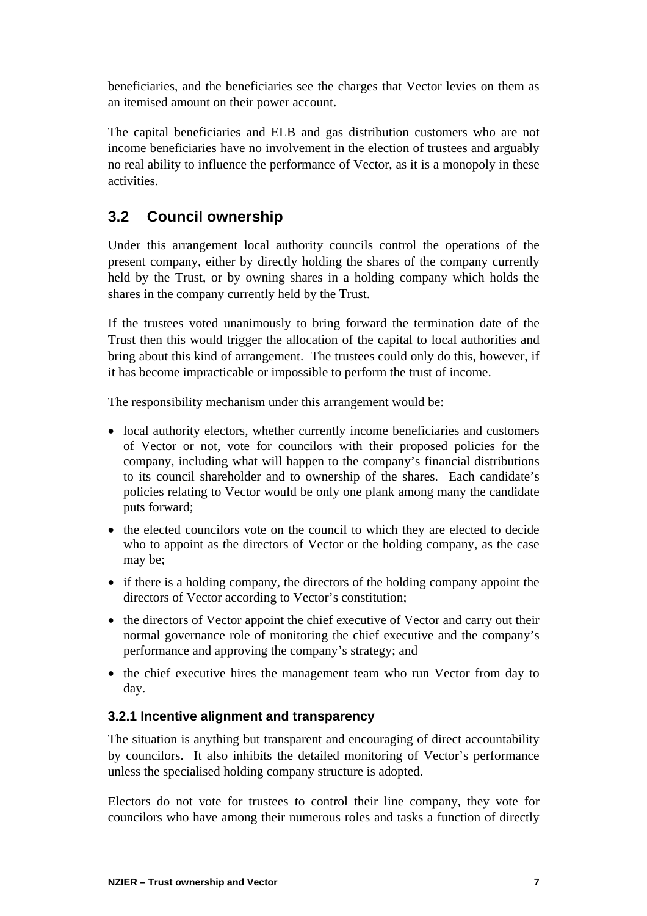beneficiaries, and the beneficiaries see the charges that Vector levies on them as an itemised amount on their power account.

The capital beneficiaries and ELB and gas distribution customers who are not income beneficiaries have no involvement in the election of trustees and arguably no real ability to influence the performance of Vector, as it is a monopoly in these activities.

## 3.2 Council ownership

Under this arrangement local authority councils control the operations of the present company, either by directly holding the shares of the company currently held by the Trust, or by owning shares in a holding company which holds the shares in the company currently held by the Trust.

If the trustees voted unanimously to bring forward the termination date of the Trust then this would trigger the allocation of the capital to local authorities and bring about this kind of arrangement. The trustees could only do this, however, if it has become impracticable or impossible to perform the trust of income.

The responsibility mechanism under this arrangement would be:

- local authority electors, whether currently income beneficiaries and customers of Vector or not, vote for councilors with their proposed policies for the company, including what will happen to the company's financial distributions to its council shareholder and to ownership of the shares. Each candidate's policies relating to Vector would be only one plank among many the candidate puts forward;
- the elected councilors vote on the council to which they are elected to decide who to appoint as the directors of Vector or the holding company, as the case may be;
- if there is a holding company, the directors of the holding company appoint the directors of Vector according to Vector's constitution;
- the directors of Vector appoint the chief executive of Vector and carry out their normal governance role of monitoring the chief executive and the company's performance and approving the company's strategy; and
- the chief executive hires the management team who run Vector from day to day.

### 3.2.1 Incentive alignment and transparency

The situation is anything but transparent and encouraging of direct accountability by councilors. It also inhibits the detailed monitoring of Vector's performance unless the specialised holding company structure is adopted.

Electors do not vote for trustees to control their line company, they vote for councilors who have among their numerous roles and tasks a function of directly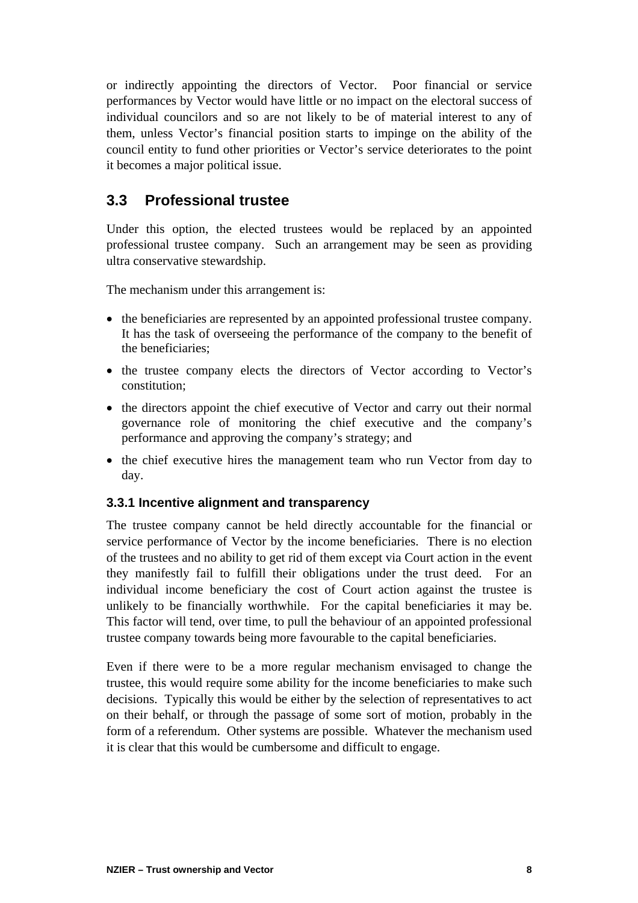or indirectly appointing the directors of Vector. Poor financial or service performances by Vector would have little or no impact on the electoral success of individual councilors and so are not likely to be of material interest to any of them, unless Vector's financial position starts to impinge on the ability of the council entity to fund other priorities or Vector's service deteriorates to the point it becomes a major political issue.

## 3.3 Professional trustee

Under this option, the elected trustees would be replaced by an appointed professional trustee company. Such an arrangement may be seen as providing ultra conservative stewardship.

The mechanism under this arrangement is:

- the beneficiaries are represented by an appointed professional trustee company. It has the task of overseeing the performance of the company to the benefit of the beneficiaries;
- the trustee company elects the directors of Vector according to Vector's constitution;
- the directors appoint the chief executive of Vector and carry out their normal governance role of monitoring the chief executive and the company's performance and approving the company's strategy; and
- the chief executive hires the management team who run Vector from day to day.

### 3.3.1 Incentive alignment and transparency

The trustee company cannot be held directly accountable for the financial or service performance of Vector by the income beneficiaries. There is no election of the trustees and no ability to get rid of them except via Court action in the event they manifestly fail to fulfill their obligations under the trust deed. For an individual income beneficiary the cost of Court action against the trustee is unlikely to be financially worthwhile. For the capital beneficiaries it may be. This factor will tend, over time, to pull the behaviour of an appointed professional trustee company towards being more favourable to the capital beneficiaries.

Even if there were to be a more regular mechanism envisaged to change the trustee, this would require some ability for the income beneficiaries to make such decisions. Typically this would be either by the selection of representatives to act on their behalf, or through the passage of some sort of motion, probably in the form of a referendum. Other systems are possible. Whatever the mechanism used it is clear that this would be cumbersome and difficult to engage.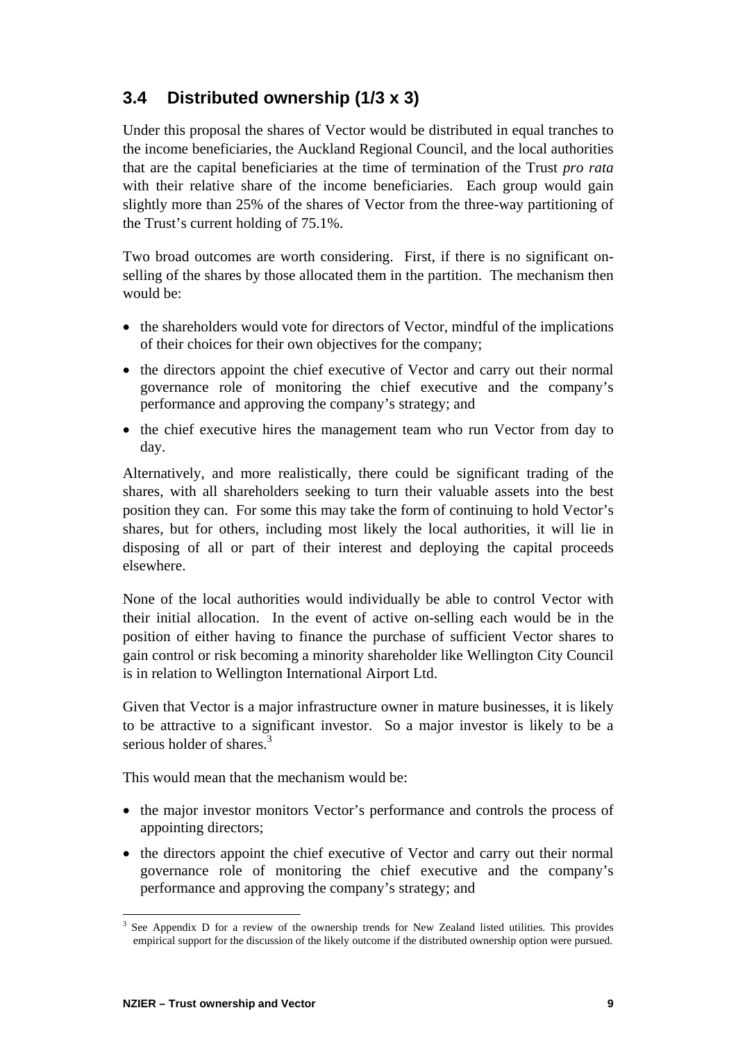## 3.4 Distributed ownership (1/3 x 3)

Under this proposal the shares of Vector would be distributed in equal tranches to the income beneficiaries, the Auckland Regional Council, and the local authorities that are the capital beneficiaries at the time of termination of the Trust *pro rata* with their relative share of the income beneficiaries. Each group would gain slightly more than 25% of the shares of Vector from the three-way partitioning of the Trust's current holding of 75.1%.

Two broad outcomes are worth considering. First, if there is no significant on-selling of the shares by those allocated them in the partition. The mechanism then would be:

- the shareholders would vote for directors of Vector, mindful of the implications of their choices for their own objectives for the company;
- the directors appoint the chief executive of Vector and carry out their normal governance role of monitoring the chief executive and the company's performance and approving the company's strategy; and
- the chief executive hires the management team who run Vector from day to day.

Alternatively, and more realistically, there could be significant trading of the shares, with all shareholders seeking to turn their valuable assets into the best position they can. For some this may take the form of continuing to hold Vector's shares, but for others, including most likely the local authorities, it will lie in disposing of all or part of their interest and deploying the capital proceeds elsewhere.

None of the local authorities would individually be able to control Vector with their initial allocation. In the event of active on-selling each would be in the position of either having to finance the purchase of sufficient Vector shares to gain control or risk becoming a minority shareholder like Wellington City Council is in relation to Wellington International Airport Ltd.

Given that Vector is a major infrastructure owner in mature businesses, it is likely to be attractive to a significant investor. So a major investor is likely to be a serious holder of shares.[3]

This would mean that the mechanism would be:

- the major investor monitors Vector's performance and controls the process of appointing directors;
- the directors appoint the chief executive of Vector and carry out their normal governance role of monitoring the chief executive and the company's performance and approving the company's strategy; and

[3] See Appendix D for a review of the ownership trends for New Zealand listed utilities. This provides empirical support for the discussion of the likely outcome if the distributed ownership option were pursued.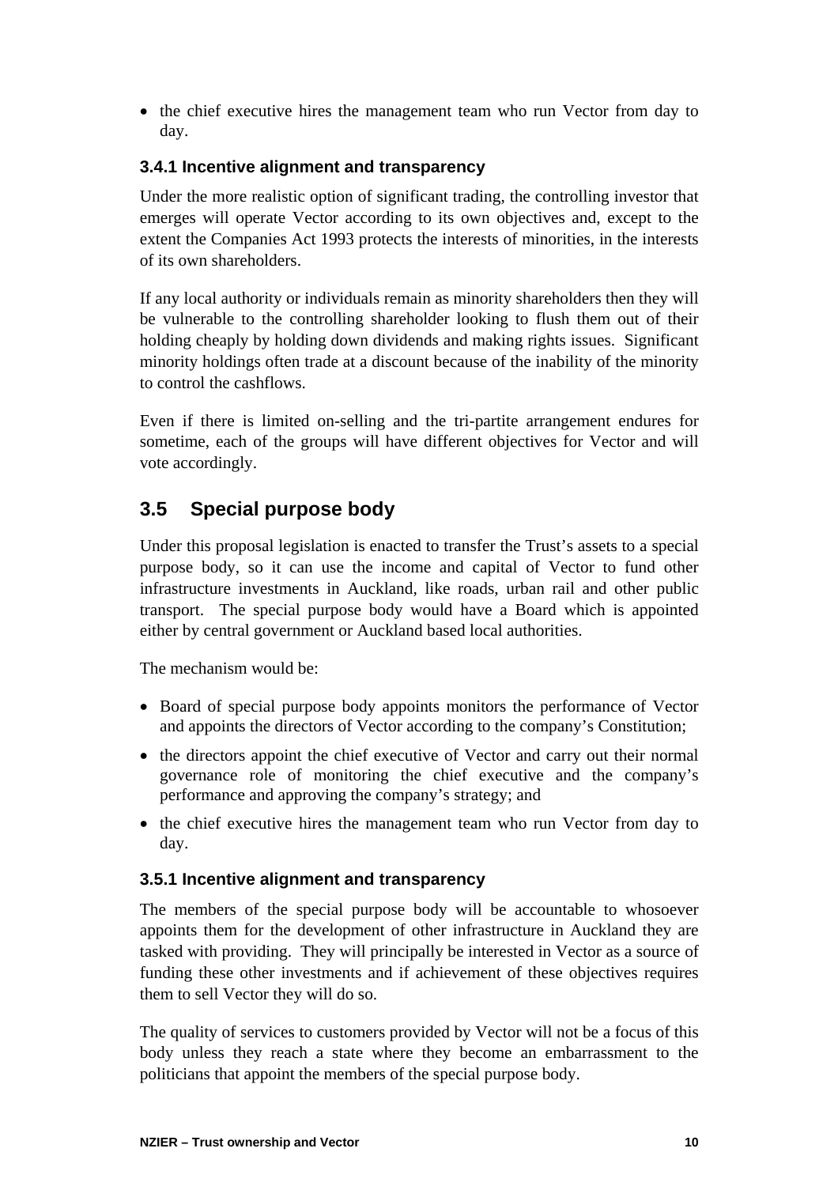- the chief executive hires the management team who run Vector from day to day.

### 3.4.1 Incentive alignment and transparency

Under the more realistic option of significant trading, the controlling investor that emerges will operate Vector according to its own objectives and, except to the extent the Companies Act 1993 protects the interests of minorities, in the interests of its own shareholders.

If any local authority or individuals remain as minority shareholders then they will be vulnerable to the controlling shareholder looking to flush them out of their holding cheaply by holding down dividends and making rights issues. Significant minority holdings often trade at a discount because of the inability of the minority to control the cashflows.

Even if there is limited on-selling and the tri-partite arrangement endures for sometime, each of the groups will have different objectives for Vector and will vote accordingly.

## 3.5 Special purpose body

Under this proposal legislation is enacted to transfer the Trust's assets to a special purpose body, so it can use the income and capital of Vector to fund other infrastructure investments in Auckland, like roads, urban rail and other public transport. The special purpose body would have a Board which is appointed either by central government or Auckland based local authorities.

The mechanism would be:

- Board of special purpose body appoints monitors the performance of Vector and appoints the directors of Vector according to the company's Constitution;
- the directors appoint the chief executive of Vector and carry out their normal governance role of monitoring the chief executive and the company's performance and approving the company's strategy; and
- the chief executive hires the management team who Vector from day to day.

### 3.5.1 Incentive alignment and transparency

The members of the special purpose body will be accountable to whosoever appoints them for the development of other infrastructure in Auckland they are tasked with providing. They will principally be interested in Vector as a source of funding these other investments and if achievement of these objectives requires them to sell Vector they will do so.

The quality of services to customers provided by Vector will not be a focus of this body unless they reach a state where they become an embarrassment to the politicians that appoint the members of the special purpose body.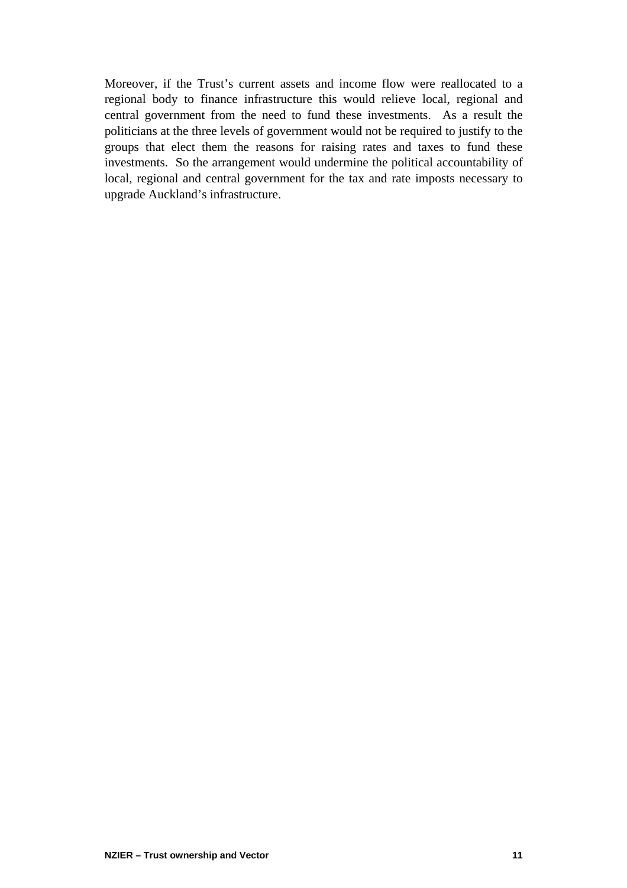Moreover, if the Trust's current assets and income flow were reallocated to a regional body to finance infrastructure this would relieve local, regional and central government from the need to fund these investments. As a result the politicians at the three levels of government would not be required to justify to the groups that elect them the reasons for raising rates and taxes to fund these investments. So the arrangement would undermine the political accountability of local, regional and central government for the tax and rate imposts necessary to upgrade Auckland's infrastructure.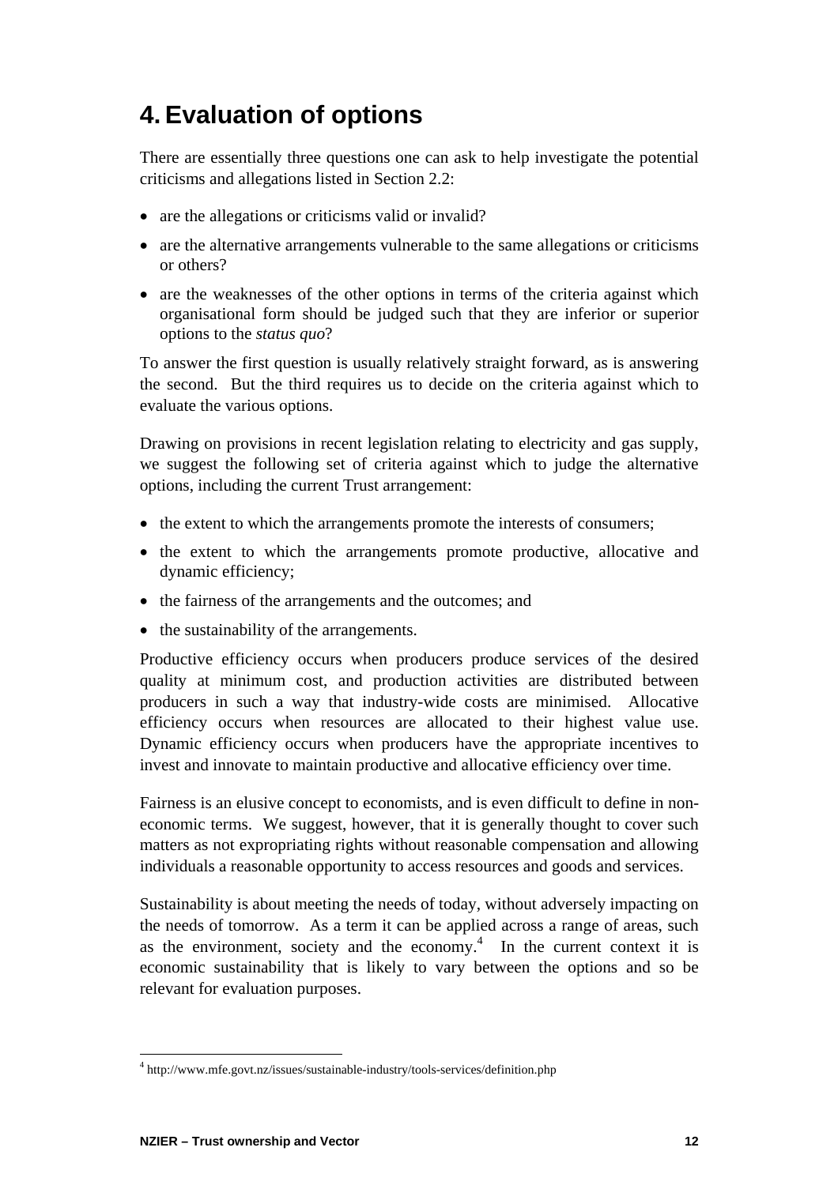# 4. Evaluation of options

There are essentially three questions one can ask to help investigate the potential criticisms and allegations listed in Section 2.2:

- are the allegations or criticisms valid or invalid?
- are the alternative arrangements vulnerable to the same allegations or criticisms or others?
- are the weaknesses of the other options in terms of the criteria against which organisational form should be judged such that they are inferior or superior options to the *status quo*?

To answer the first question is usually relatively straight forward, as is answering the second. But the third requires us to decide on the criteria against which to evaluate the various options.

Drawing on provisions in recent legislation relating to electricity and gas supply, we suggest the following set of criteria against which to judge the alternative options, including the current Trust arrangement:

- the extent to which the arrangements promote the interests of consumers;
- the extent to which the arrangements promote productive, allocative and dynamic efficiency;
- the fairness of the arrangements and the outcomes; and
- the sustainability of the arrangements.

Productive efficiency occurs when producers produce services of the desired quality at minimum cost, and production activities are distributed between producers in such a way that industry-wide costs are minimised. Allocative efficiency occurs when resources are allocated to their highest value use. Dynamic efficiency occurs when producers have the appropriate incentives to invest and innovate to maintain productive and allocative efficiency over time.

Fairness is an elusive concept to economists, and is even difficult to define in non-economic terms. We suggest, however, that it is generally thought to cover such matters as not expropriating rights without reasonable compensation and allowing individuals a reasonable opportunity to access resources and goods and services.

Sustainability is about meeting the needs of today, without adversely impacting on the needs of tomorrow. As a term it can be applied across a range of areas, such as the environment, society and the economy.[4] In the current context it is economic sustainability that is likely to vary between the options and so be relevant for evaluation purposes.

[4] http://www.mfe.govt.nz/issues/sustainable-industry/tools-services/definition.php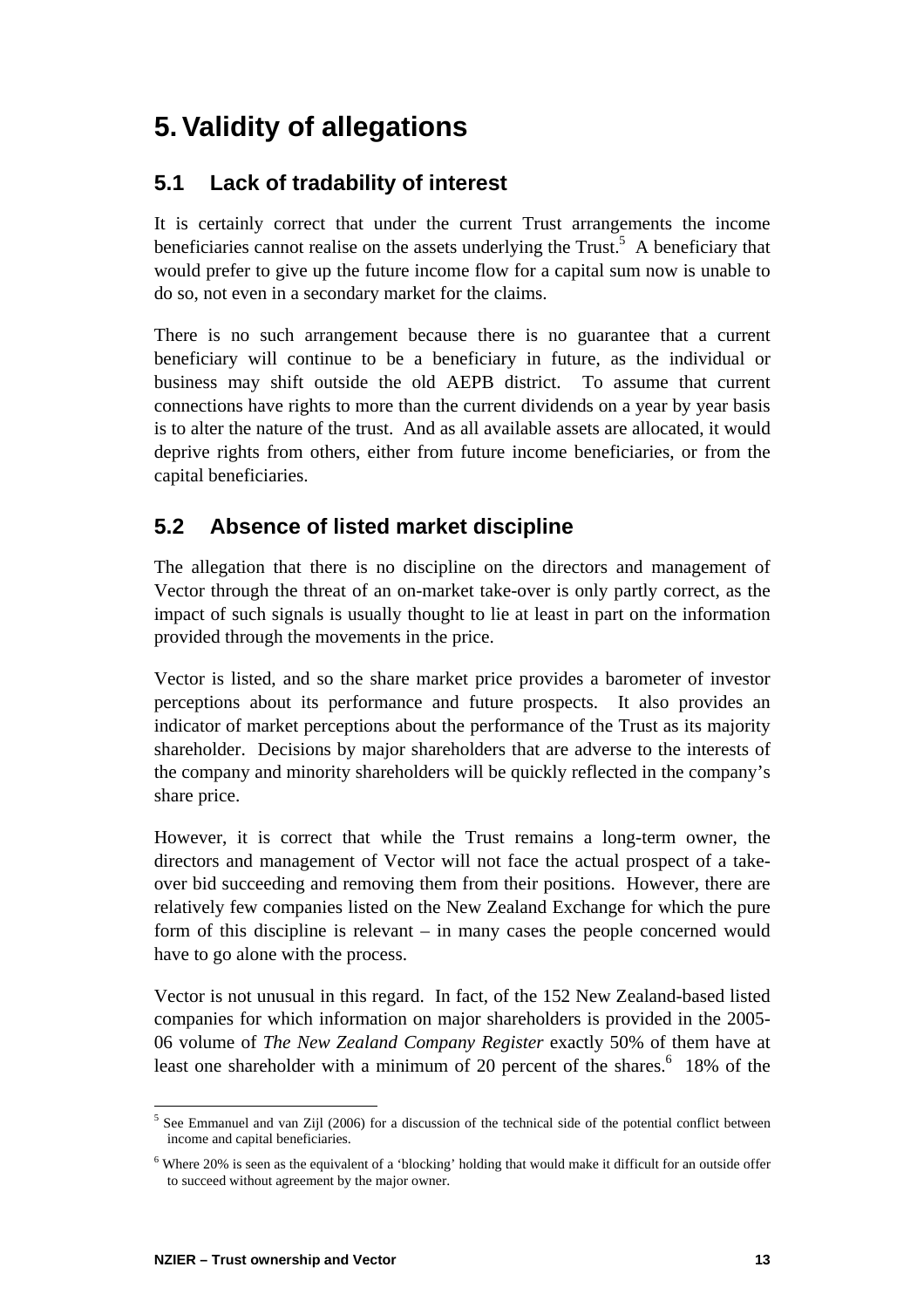# 5. Validity of allegations

## 5.1 Lack of tradability of interest

It is certainly correct that under the current Trust arrangements the income beneficiaries cannot realise on the assets underlying the Trust.[5] A beneficiary that would prefer to give up the future income flow for a capital sum now is unable to do so, not even in a secondary market for the claims.

There is no such arrangement because there is no guarantee that a current beneficiary will continue to be a beneficiary in future, as the individual or business may shift outside the old AEPB district. To assume that current connections have rights to more than the current dividends on a year by year basis is to alter the nature of the trust. And as all available assets are allocated, it would deprive rights from others, either from future income beneficiaries, or from the capital beneficiaries.

## 5.2 Absence of listed market discipline

The allegation that there is no discipline on the directors and management of Vector through the threat of an on-market take-over is only partly correct, as the impact of such signals is usually thought to lie at least in part on the information provided through the movements in the price.

Vector is listed, and so the share market price provides a barometer of investor perceptions about its performance and future prospects. It also provides an indicator of market perceptions about the performance of the Trust as its majority shareholder. Decisions by major shareholders that are adverse to the interests of the company and minority shareholders will be quickly reflected in the company's share price.

However, it is correct that while the Trust remains a long-term owner, the directors and management of Vector will not face the actual prospect of a take-over bid succeeding and removing them from their positions. However, there are relatively few companies listed on the New Zealand Exchange for which the pure form of this discipline is relevant – in many cases the people concerned would have to go alone with the process.

Vector is not unusual in this regard. In fact, of the 152 New Zealand-based listed companies for which information on major shareholders is provided in the 2005-06 volume of *The New Zealand Company Register* exactly 50% of them have at least one shareholder with a minimum of 20 percent of the shares.[6] 18% of the

---

[5] See Emmanuel and van Zijl (2006) for a discussion of the technical side of the potential conflict between income and capital beneficiaries.

[6] Where 20% is seen as the equivalent of a 'blocking' holding that would make it difficult for an outside offer to succeed without agreement by the major owner.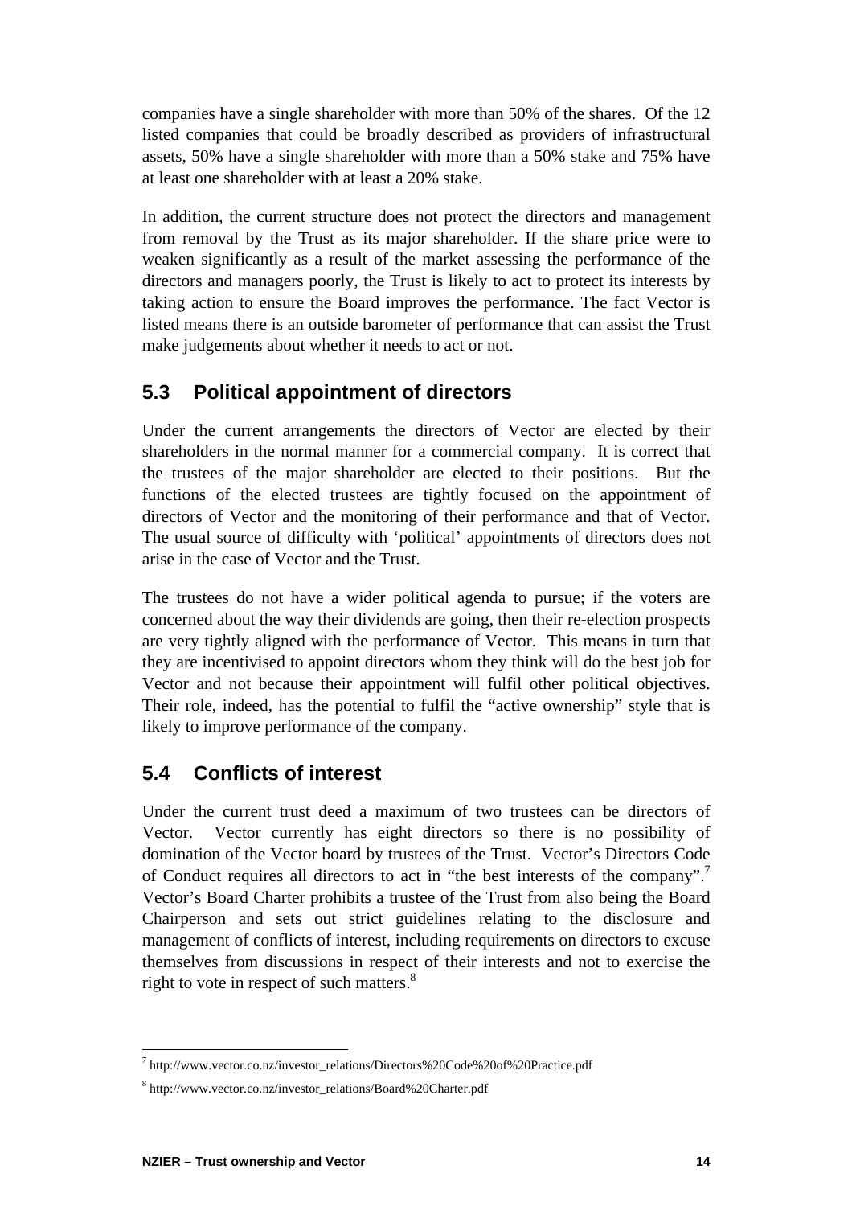companies have a single shareholder with more than 50% of the shares. Of the 12 listed companies that could be broadly described as providers of infrastructural assets, 50% have a single shareholder with more than a 50% stake and 75% have at least one shareholder with at least a 20% stake.

In addition, the current structure does not protect the directors and management from removal by the Trust as its major shareholder. If the share price were to weaken significantly as a result of the market assessing the performance of the directors and managers poorly, the Trust is likely to act to protect its interests by taking action to ensure the Board improves the performance. The fact Vector is listed means there is an outside barometer of performance that can assist the Trust make judgements about whether it needs to act or not.

## 5.3 Political appointment of directors

Under the current arrangements the directors of Vector are elected by their shareholders in the normal manner for a commercial company. It is correct that the trustees of the major shareholder are elected to their positions. But the functions of the elected trustees are tightly focused on the appointment of directors of Vector and the monitoring of their performance and that of Vector. The usual source of difficulty with 'political' appointments of directors does not arise in the case of Vector and the Trust.

The trustees do not have a wider political agenda to pursue; if the voters are concerned about the way their dividends are going, then their re-election prospects are very tightly aligned with the performance of Vector. This means in turn that they are incentivised to appoint directors whom they think will do the best job for Vector and not because their appointment will fulfil other political objectives. Their role, indeed, has the potential to fulfil the "active ownership" style that is likely to improve performance of the company.

## 5.4 Conflicts of interest

Under the current trust deed a maximum of two trustees can be directors of Vector. Vector currently has eight directors so there is no possibility of domination of the Vector board by trustees of the Trust. Vector's Directors Code of Conduct requires all directors to act in "the best interests of the company".[7] Vector's Board Charter prohibits a trustee of the Trust from also being the Board Chairperson and sets out strict guidelines relating to the disclosure and management of conflicts of interest, including requirements on directors to excuse themselves from discussions in respect of their interests and not to exercise the right to vote in respect of such matters.[8]

---

[7] http://www.vector.co.nz/investor_relations/Directors%20Code%20of%20Practice.pdf

[8] http://www.vector.co.nz/investor_relations/Board%20Charter.pdf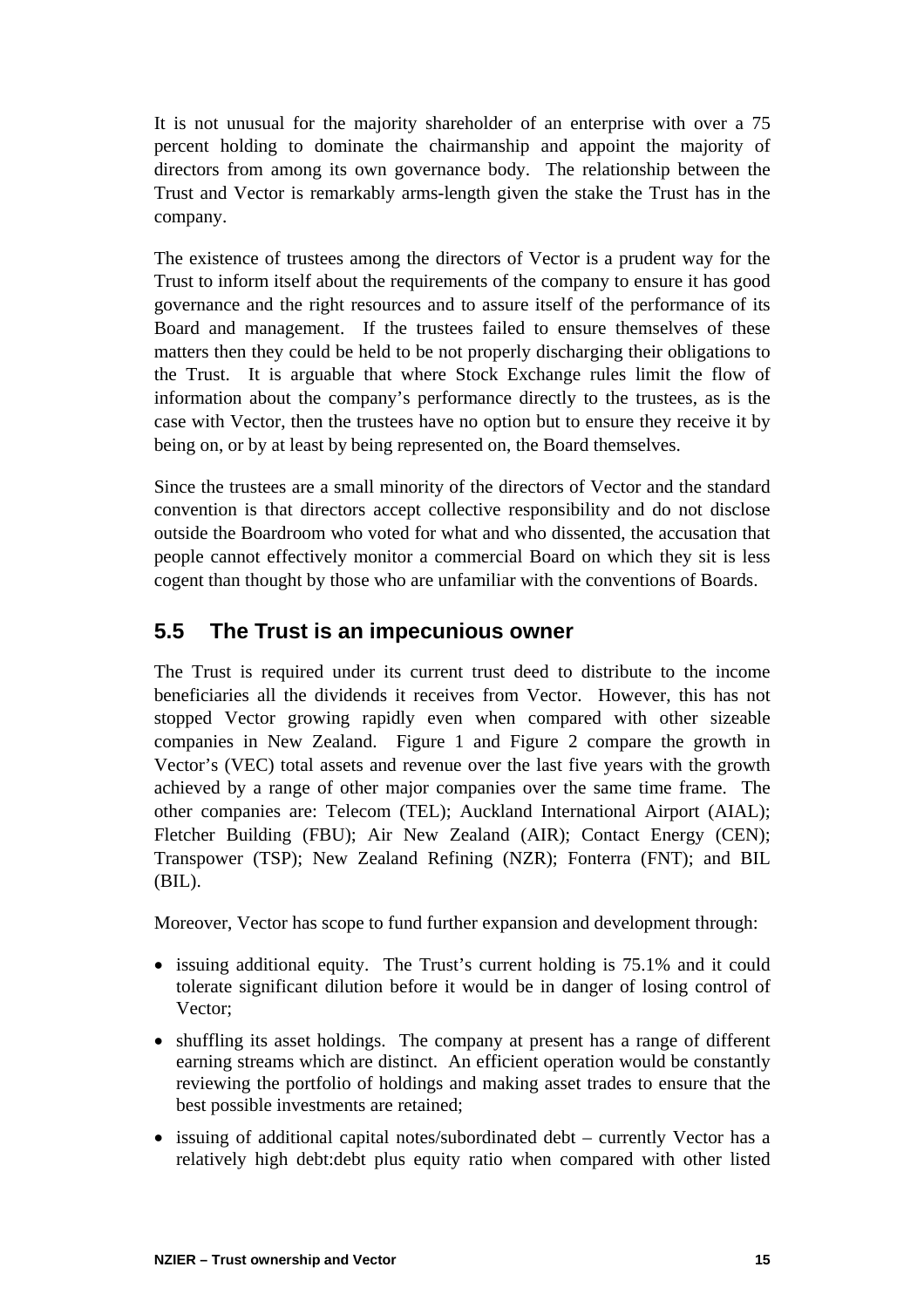It is not unusual for the majority shareholder of an enterprise with over a 75 percent holding to dominate the chairmanship and appoint the majority of directors from among its own governance body. The relationship between the Trust and Vector is remarkably arms-length given the stake the Trust has in the company.

The existence of trustees among the directors of Vector is a prudent way for the Trust to inform itself about the requirements of the company to ensure it has good governance and the right resources and to assure itself of the performance of its Board and management. If the trustees failed to ensure themselves of these matters then they could be held to be not properly discharging their obligations to the Trust. It is arguable that where Stock Exchange rules limit the flow of information about the company's performance directly to the trustees, as is the case with Vector, then the trustees have no option but to ensure they receive it by being on, or by at least by being represented on, the Board themselves.

Since the trustees are a small minority of the directors of Vector and the standard convention is that directors accept collective responsibility and do not disclose outside the Boardroom who voted for what and who dissented, the accusation that people cannot effectively monitor a commercial Board on which they sit is less cogent than thought by those who are unfamiliar with the conventions of Boards.

## 5.5 The Trust is an impecunious owner

The Trust is required under its current trust deed to distribute to the income beneficiaries all the dividends it receives from Vector. However, this has not stopped Vector growing rapidly even when compared with other sizeable companies in New Zealand. Figure 1 and Figure 2 compare the growth in Vector's (VEC) total assets and revenue over the last five years with the growth achieved by a range of other major companies over the same time frame. The other companies are: Telecom (TEL); Auckland International Airport (AIAL); Fletcher Building (FBU); Air New Zealand (AIR); Contact Energy (CEN); Transpower (TSP); New Zealand Refining (NZR); Fonterra (FNT); and BIL (BIL).

Moreover, Vector has scope to fund further expansion and development through:

- issuing additional equity. The Trust's current holding is 75.1% and it could tolerate significant dilution before it would be in danger of losing control of Vector;
- shuffling its asset holdings. The company at present has a range of different earning streams which are distinct. An efficient operation would be constantly reviewing the portfolio of holdings and making asset trades to ensure that the best possible investments are retained;
- issuing of additional capital notes/subordinated debt – currently Vector has a relatively high debt:debt plus equity ratio when compared with other listed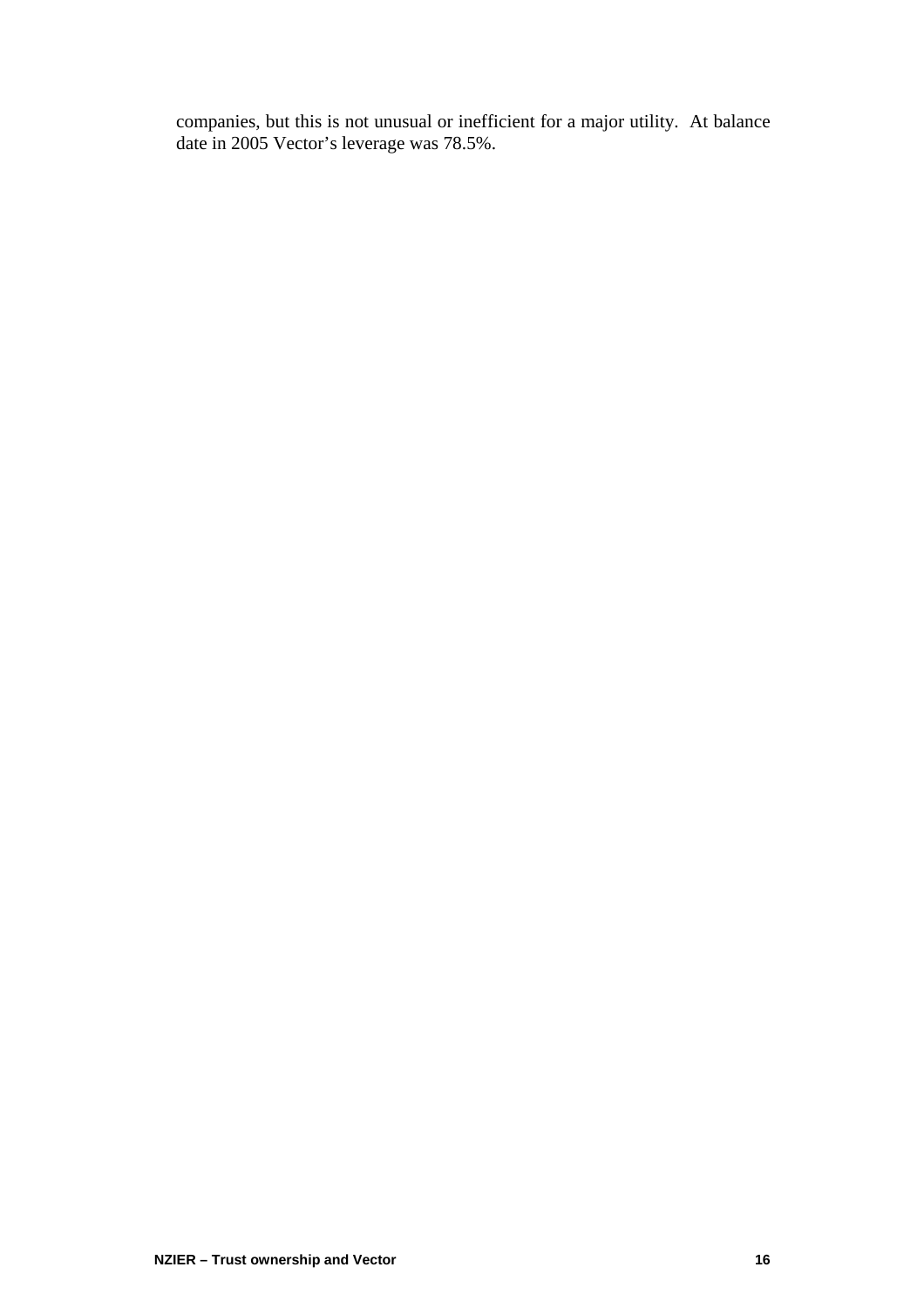companies, but this is not unusual or inefficient for a major utility. At balance date in 2005 Vector's leverage was 78.5%.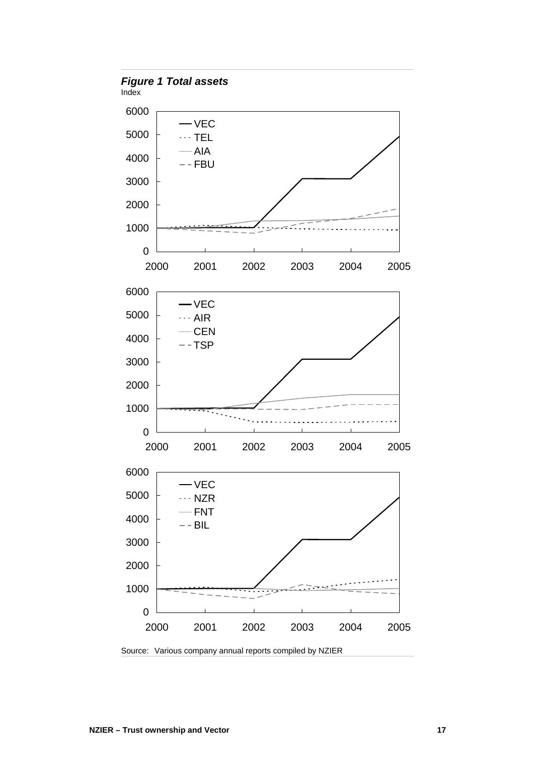***Figure 1 Total assets***

Index

Source: Various company annual reports compiled by NZIER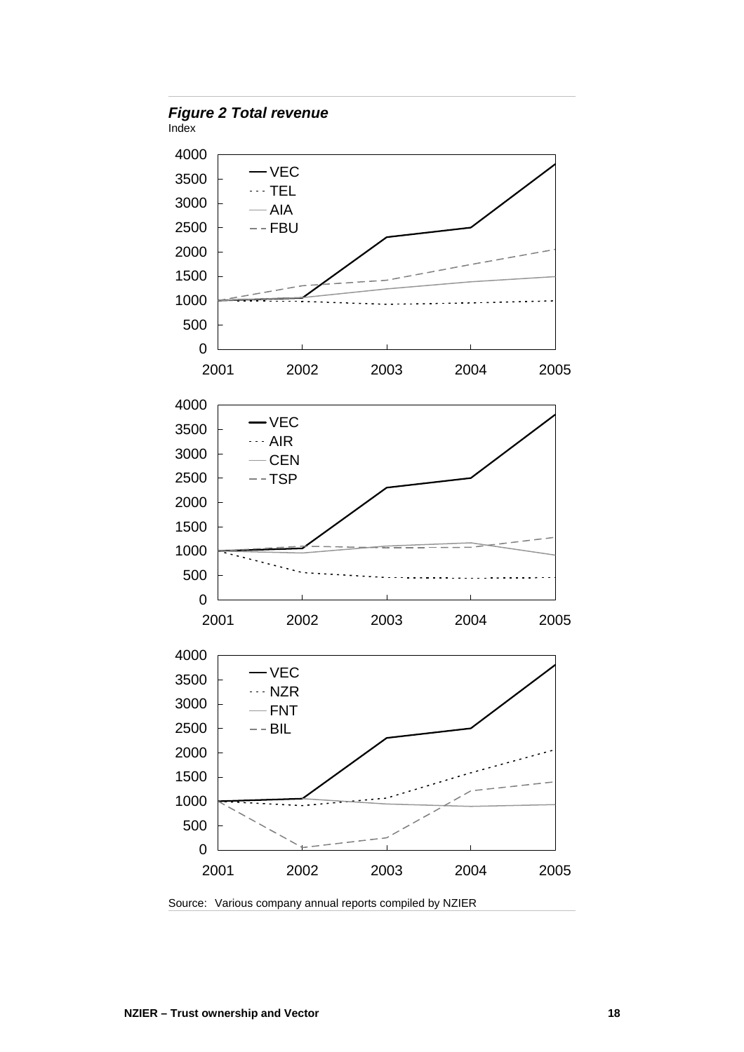***Figure 2 Total revenue***

Index

Source: Various company annual reports compiled by NZIER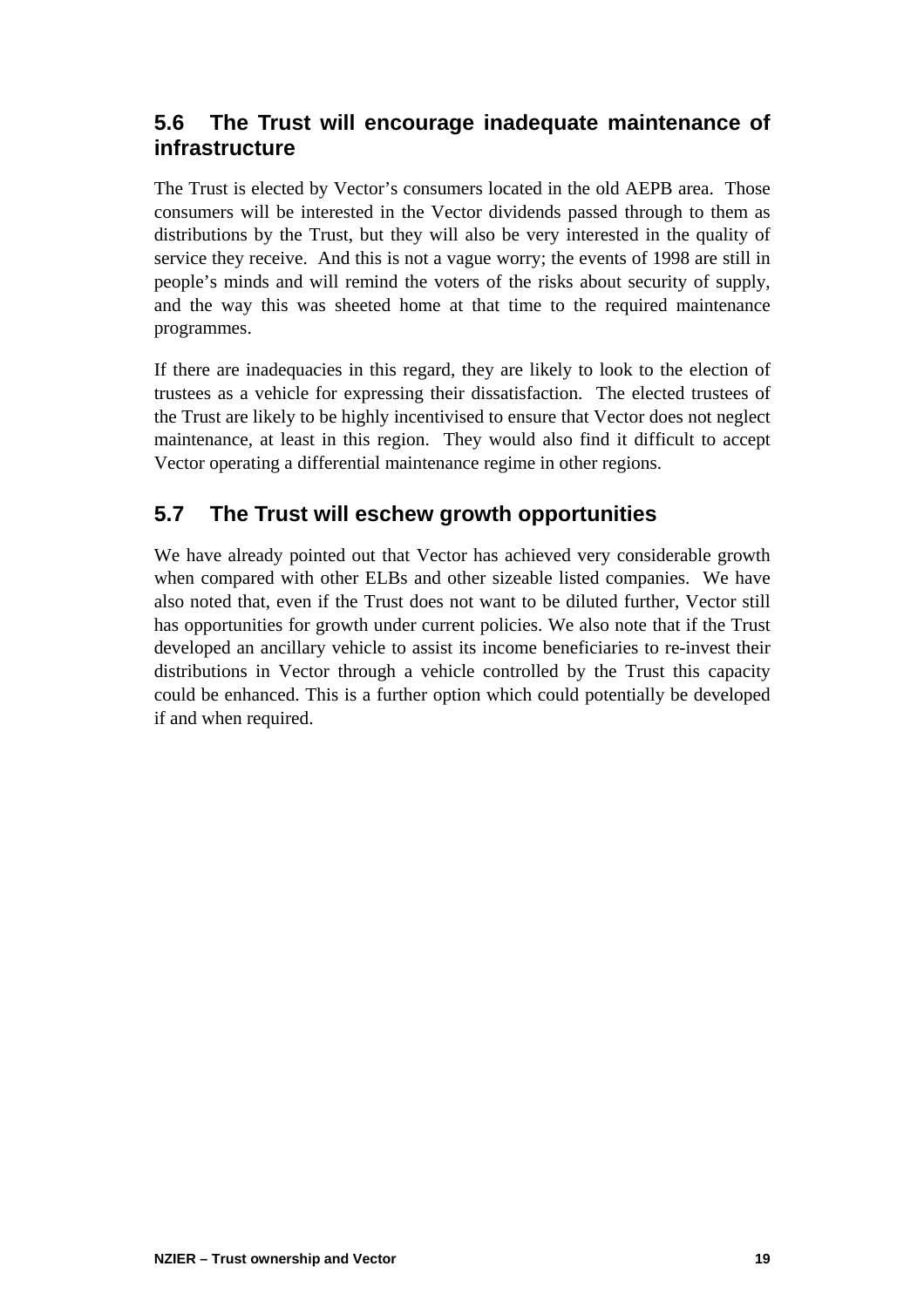## 5.6 The Trust will encourage inadequate maintenance of infrastructure

The Trust is elected by Vector's consumers located in the old AEPB area. Those consumers will be interested in the Vector dividends passed through to them as distributions by the Trust, but they will also be very interested in the quality of service they receive. And this is not a vague worry; the events of 1998 are still in people's minds and will remind the voters of the risks about security of supply, and the way this was sheeted home at that time to the required maintenance programmes.

If there are inadequacies in this regard, they are likely to look to the election of trustees as a vehicle for expressing their dissatisfaction. The elected trustees of the Trust are likely to be highly incentivised to ensure that Vector does not neglect maintenance, at least in this region. They would also find it difficult to accept Vector operating a differential maintenance regime in other regions.

## 5.7 The Trust will eschew growth opportunities

We have already pointed out that Vector has achieved very considerable growth when compared with other ELBs and other sizeable listed companies. We have also noted that, even if the Trust does not want to be diluted further, Vector still has opportunities for growth under current policies. We also note that if the Trust developed an ancillary vehicle to assist its income beneficiaries to re-invest their distributions in Vector through a vehicle controlled by the Trust this capacity could be enhanced. This is a further option which could potentially be developed if and when required.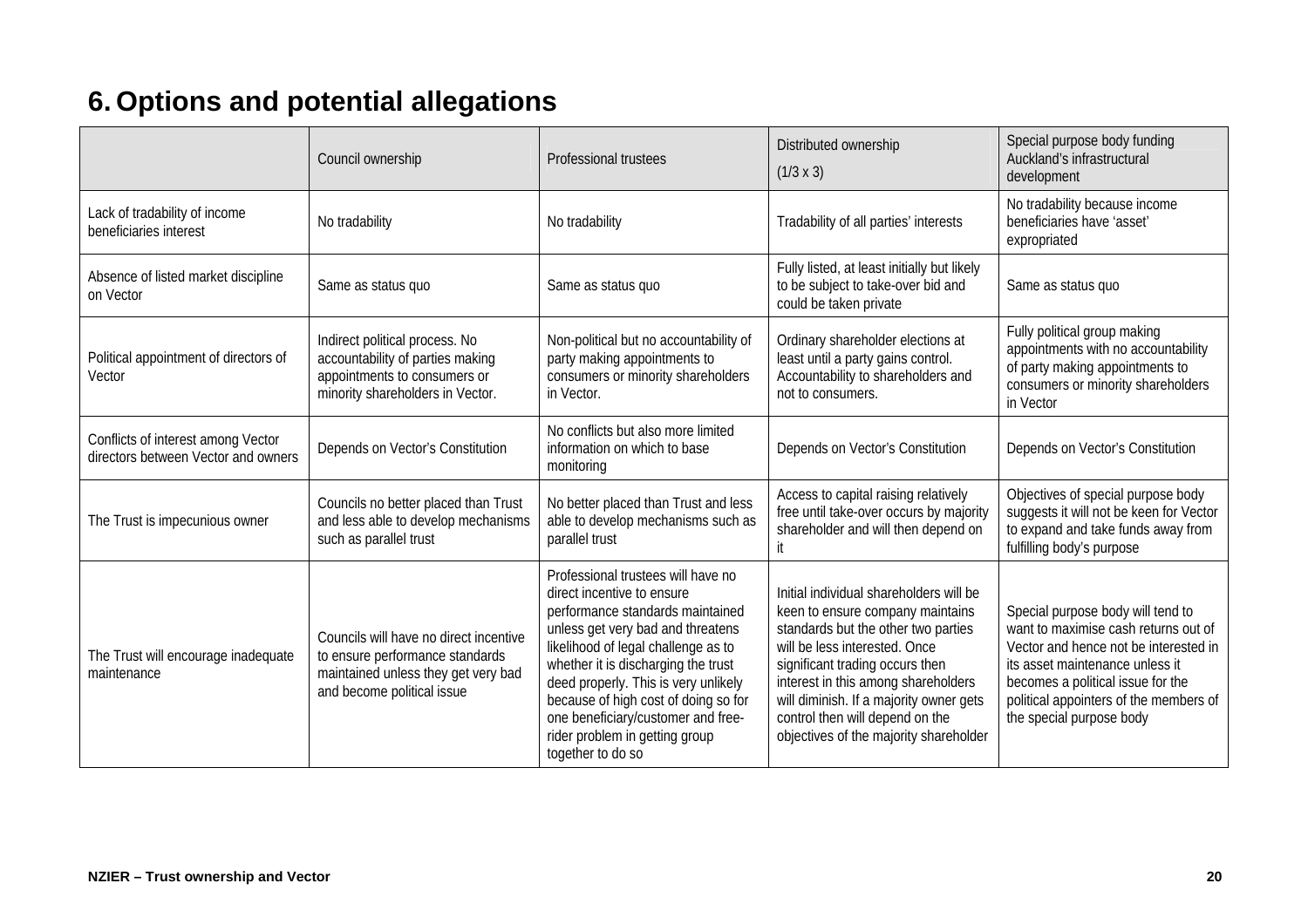# 6. Options and potential allegations

| | Council ownership | Professional trustees | Distributed ownership (1/3 x 3) | Special purpose body funding Auckland's infrastructural development |
|---|---|---|---|---|
| Lack of tradability of income beneficiaries interest | No tradability | No tradability | Tradability of all parties' interests | No tradability because income beneficiaries have 'asset' expropriated |
| Absence of listed market discipline on Vector | Same as status quo | Same as status quo | Fully listed, at least initially but likely to be subject to take-over bid and could be taken private | Same as status quo |
| Political appointment of directors of Vector | Indirect political process. No accountability of parties making appointments to consumers or minority shareholders in Vector. | Non-political but no accountability of party making appointments to consumers or minority shareholders in Vector. | Ordinary shareholder elections at least until a party gains control. Accountability to shareholders and not to consumers. | Fully political group making appointments with no accountability of party making appointments to consumers or minority shareholders in Vector |
| Conflicts of interest among Vector directors between Vector and owners | Depends on Vector's Constitution | No conflicts but also more limited information on which to base monitoring | Depends on Vector's Constitution | Depends on Vector's Constitution |
| The Trust is impecunious owner | Councils no better placed than Trust and less able to develop mechanisms such as parallel trust | No better placed than Trust and less able to develop mechanisms such as parallel trust | Access to capital raising relatively free until take-over occurs by majority shareholder and will then depend on it | Objectives of special purpose body suggests it will not be keen for Vector to expand and take funds away from fulfilling body's purpose |
| The Trust will encourage inadequate maintenance | Councils will have no direct incentive to ensure performance standards maintained unless they get very bad and become political issue | Professional trustees will have no direct incentive to ensure performance standards maintained unless get very bad and threatens likelihood of legal challenge as to whether it is discharging the trust deed properly. This is very unlikely because of high cost of doing so for one beneficiary/customer and free-rider problem in getting group together to do so | Initial individual shareholders will be keen to ensure company maintains standards but the other two parties will be less interested. Once significant trading occurs then interest in this among shareholders will diminish. If a majority owner gets control then will depend on the objectives of the majority shareholder | Special purpose body will tend to want to maximise cash returns out of Vector and hence not be interested in its asset maintenance unless it becomes a political issue for the political appointers of the members of the special purpose body |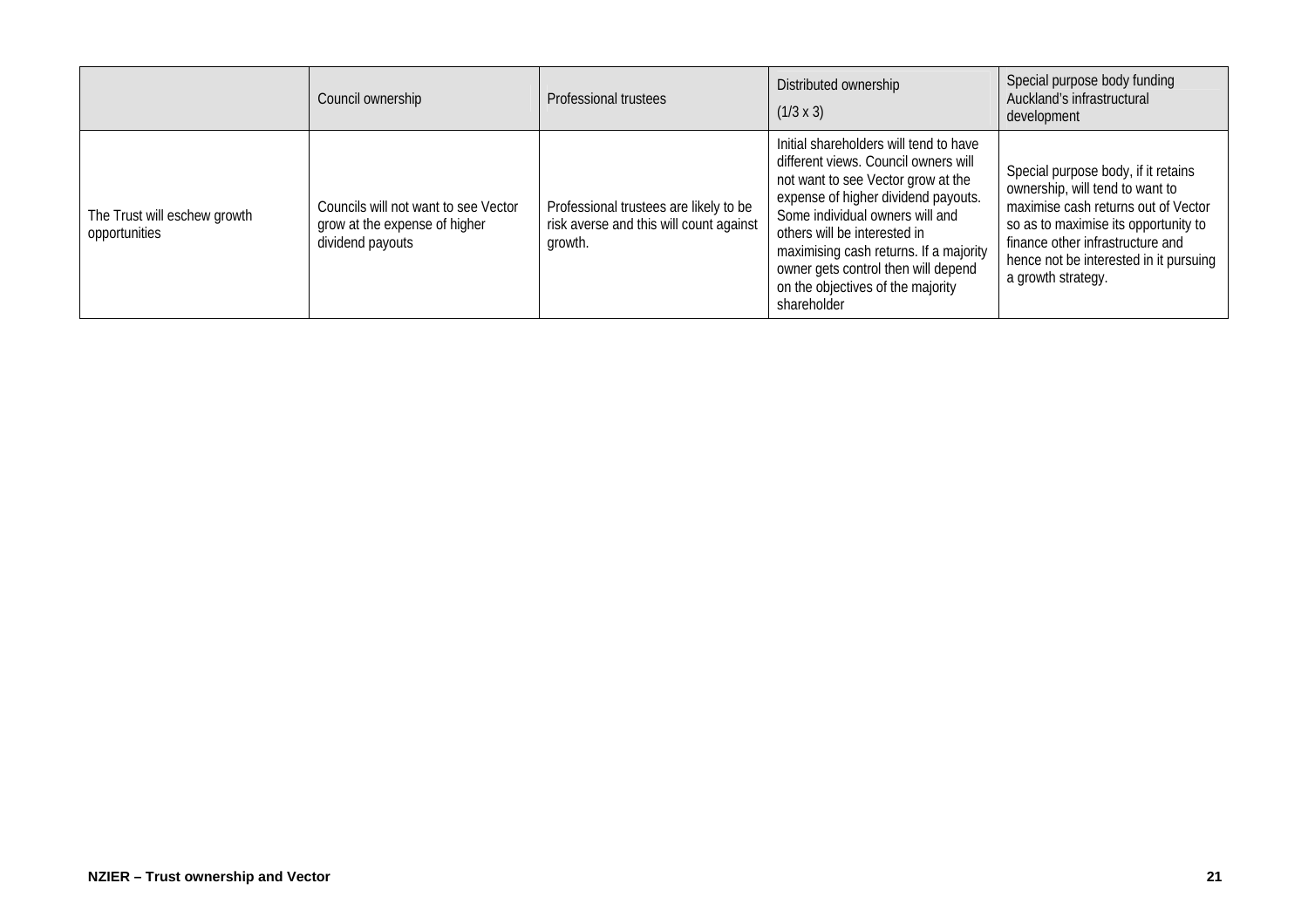| | Council ownership | Professional trustees | Distributed ownership (1/3 x 3) | Special purpose body funding Auckland's infrastructural development |
|---|---|---|---|---|
| The Trust will eschew growth opportunities | Councils will not want to see Vector grow at the expense of higher dividend payouts | Professional trustees are likely to be risk averse and this will count against growth. | Initial shareholders will tend to have different views. Council owners will not want to see Vector grow at the expense of higher dividend payouts. Some individual owners will and others will be interested in maximising cash returns. If a majority owner gets control then will depend on the objectives of the majority shareholder | Special purpose body, if it retains ownership, will tend to want to maximise cash returns out of Vector so as to maximise its opportunity to finance other infrastructure and hence not be interested in it pursuing a growth strategy. |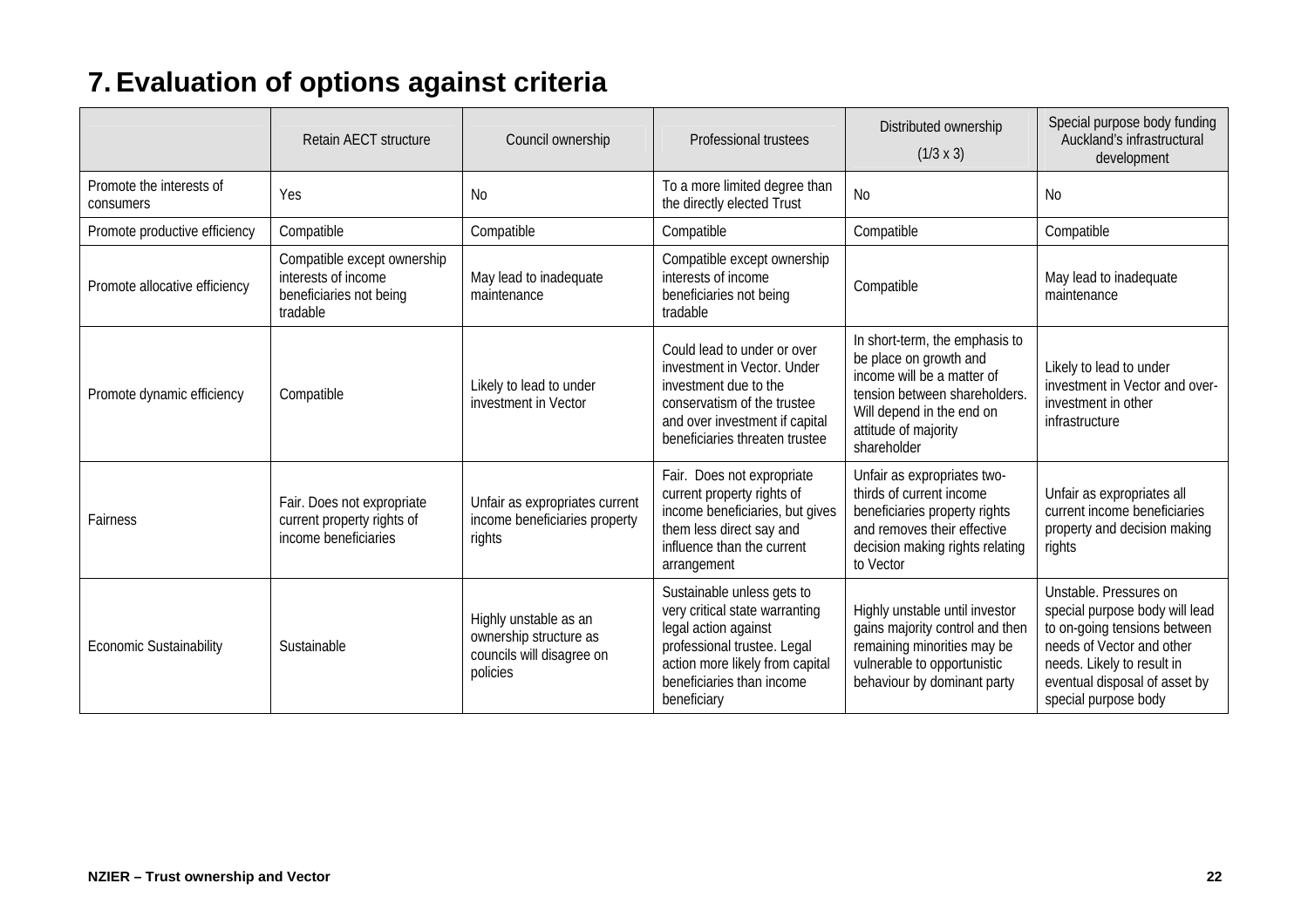# 7. Evaluation of options against criteria

| | Retain AECT structure | Council ownership | Professional trustees | Distributed ownership (1/3 x 3) | Special purpose body funding Auckland's infrastructural development |
|---|---|---|---|---|---|
| Promote the interests of consumers | Yes | No | To a more limited degree than the directly elected Trust | No | No |
| Promote productive efficiency | Compatible | Compatible | Compatible | Compatible | Compatible |
| Promote allocative efficiency | Compatible except ownership interests of income beneficiaries not being tradable | May lead to inadequate maintenance | Compatible except ownership interests of income beneficiaries not being tradable | Compatible | May lead to inadequate maintenance |
| Promote dynamic efficiency | Compatible | Likely to lead to under investment in Vector | Could lead to under or over investment in Vector. Under investment due to the conservatism of the trustee and over investment if capital beneficiaries threaten trustee | In short-term, the emphasis to be place on growth and income will be a matter of tension between shareholders. Will depend in the end on attitude of majority shareholder | Likely to lead to under investment in Vector and over-investment in other infrastructure |
| Fairness | Fair. Does not expropriate current property rights of income beneficiaries | Unfair as expropriates current income beneficiaries property rights | Fair. Does not expropriate current property rights of income beneficiaries, but gives them less direct say and influence than the current arrangement | Unfair as expropriates two-thirds of current income beneficiaries property rights and removes their effective decision making rights relating to Vector | Unfair as expropriates all current income beneficiaries property and decision making rights |
| Economic Sustainability | Sustainable | Highly unstable as an ownership structure as councils will disagree on policies | Sustainable unless gets to very critical state warranting legal action against professional trustee. Legal action more likely from capital beneficiaries than income beneficiary | Highly unstable until investor gains majority control and then remaining minorities may be vulnerable to opportunistic behaviour by dominant party | Unstable. Pressures on special purpose body will lead to on-going tensions between needs of Vector and other needs. Likely to result in eventual disposal of asset by special purpose body |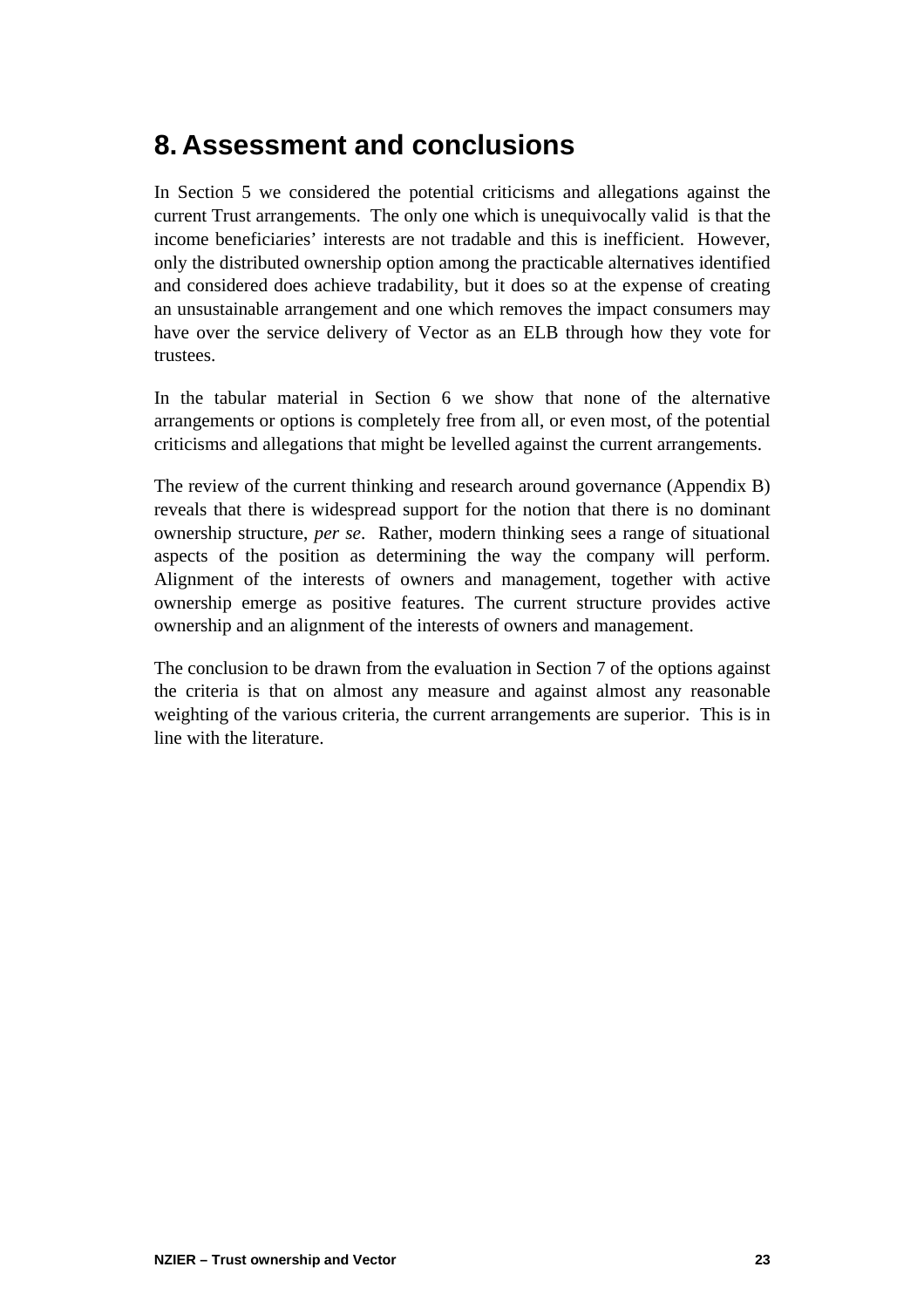# 8. Assessment and conclusions

In Section 5 we considered the potential criticisms and allegations against the current Trust arrangements. The only one which is unequivocally valid is that the income beneficiaries' interests are not tradable and this is inefficient. However, only the distributed ownership option among the practicable alternatives identified and considered does achieve tradability, but it does so at the expense of creating an unsustainable arrangement and one which removes the impact consumers may have over the service delivery of Vector as an ELB through how they vote for trustees.

In the tabular material in Section 6 we show that none of the alternative arrangements or options is completely free from all, or even most, of the potential criticisms and allegations that might be levelled against the current arrangements.

The review of the current thinking and research around governance (Appendix B) reveals that there is widespread support for the notion that there is no dominant ownership structure, *per se*. Rather, modern thinking sees a range of situational aspects of the position as determining the way the company will perform. Alignment of the interests of owners and management, together with active ownership emerge as positive features. The current structure provides active ownership and an alignment of the interests of owners and management.

The conclusion to be drawn from the evaluation in Section 7 of the options against the criteria is that on almost any measure and against almost any reasonable weighting of the various criteria, the current arrangements are superior. This is in line with the literature.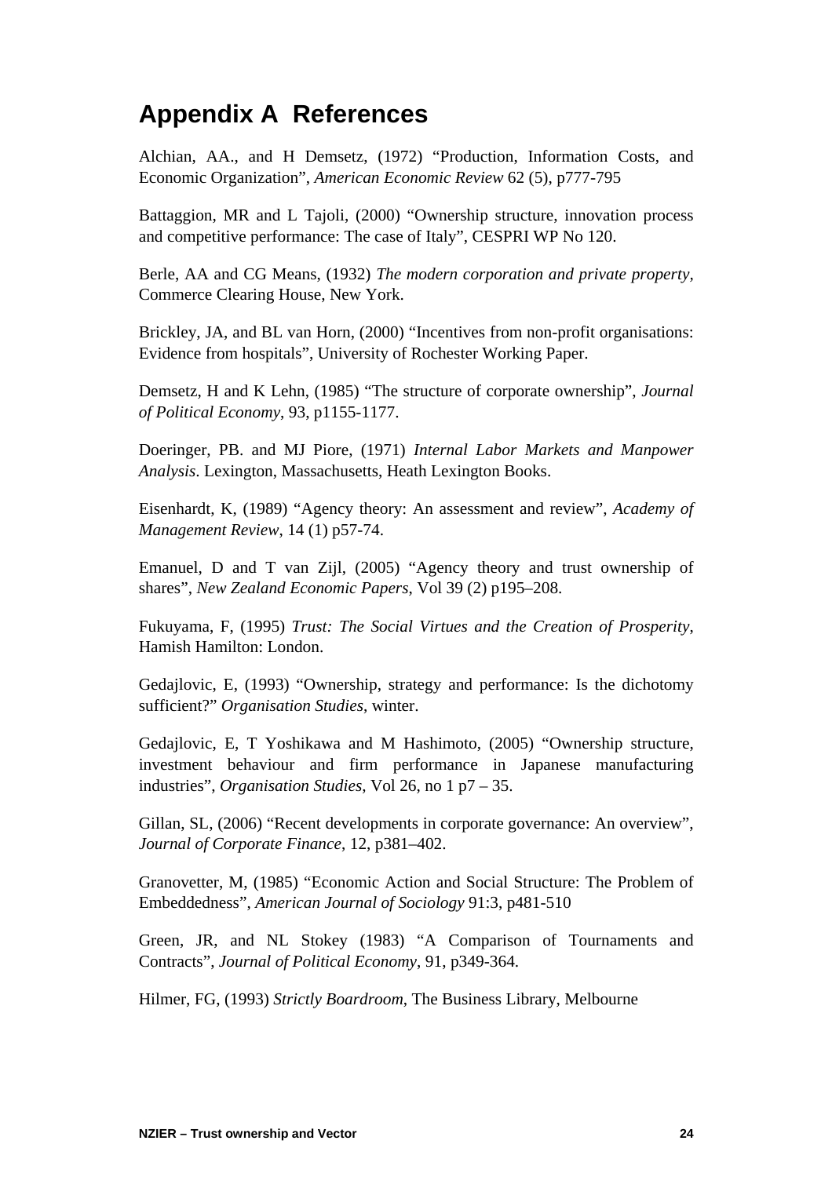# Appendix A References

Alchian, AA., and H Demsetz, (1972) "Production, Information Costs, and Economic Organization", *American Economic Review* 62 (5), p777-795

Battaggion, MR and L Tajoli, (2000) "Ownership structure, innovation process and competitive performance: The case of Italy", CESPRI WP No 120.

Berle, AA and CG Means, (1932) *The modern corporation and private property*, Commerce Clearing House, New York.

Brickley, JA, and BL van Horn, (2000) "Incentives from non-profit organisations: Evidence from hospitals", University of Rochester Working Paper.

Demsetz, H and K Lehn, (1985) "The structure of corporate ownership", *Journal of Political Economy*, 93, p1155-1177.

Doeringer, PB. and MJ Piore, (1971) *Internal Labor Markets and Manpower Analysis*. Lexington, Massachusetts, Heath Lexington Books.

Eisenhardt, K, (1989) "Agency theory: An assessment and review", *Academy of Management Review*, 14 (1) p57-74.

Emanuel, D and T van Zijl, (2005) "Agency theory and trust ownership of shares", *New Zealand Economic Papers*, Vol 39 (2) p195–208.

Fukuyama, F, (1995) *Trust: The Social Virtues and the Creation of Prosperity*, Hamish Hamilton: London.

Gedajlovic, E, (1993) "Ownership, strategy and performance: Is the dichotomy sufficient?" *Organisation Studies*, winter.

Gedajlovic, E, T Yoshikawa and M Hashimoto, (2005) "Ownership structure, investment behaviour and firm performance in Japanese manufacturing industries", *Organisation Studies*, Vol 26, no 1 p7 – 35.

Gillan, SL, (2006) "Recent developments in corporate governance: An overview", *Journal of Corporate Finance*, 12, p381–402.

Granovetter, M, (1985) "Economic Action and Social Structure: The Problem of Embeddedness", *American Journal of Sociology* 91:3, p481-510

Green, JR, and NL Stokey (1983) "A Comparison of Tournaments and Contracts", *Journal of Political Economy*, 91, p349-364.

Hilmer, FG, (1993) *Strictly Boardroom*, The Business Library, Melbourne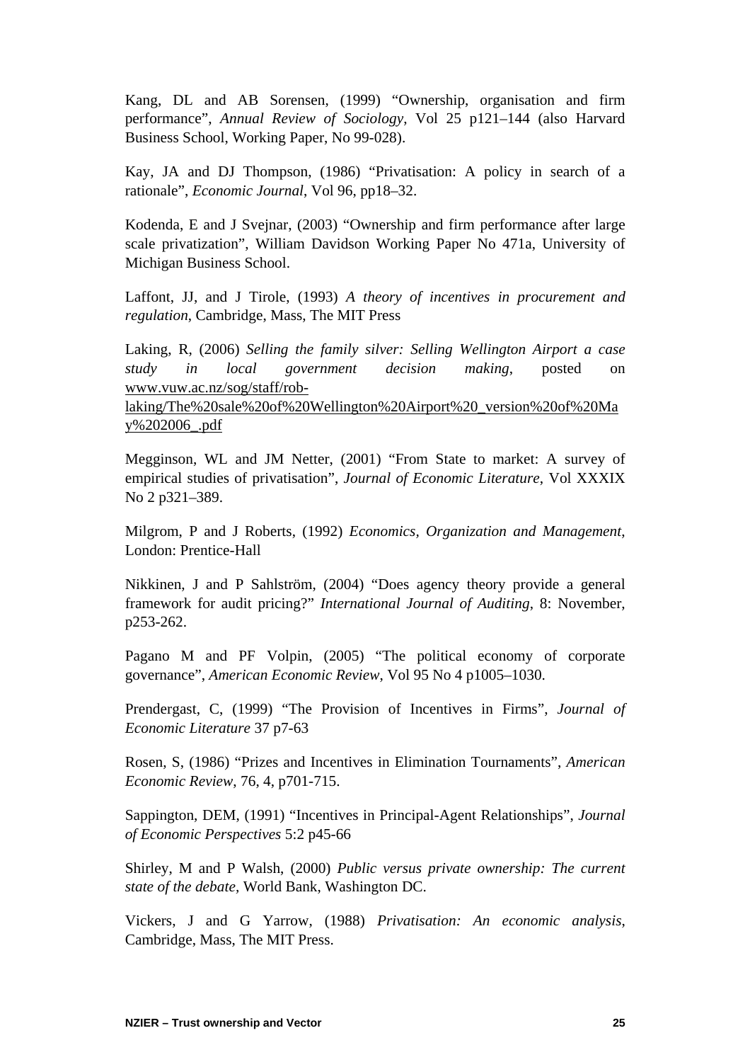Kang, DL and AB Sorensen, (1999) "Ownership, organisation and firm performance", *Annual Review of Sociology*, Vol 25 p121–144 (also Harvard Business School, Working Paper, No 99-028).

Kay, JA and DJ Thompson, (1986) "Privatisation: A policy in search of a rationale", *Economic Journal*, Vol 96, pp18–32.

Kodenda, E and J Svejnar, (2003) "Ownership and firm performance after large scale privatization", William Davidson Working Paper No 471a, University of Michigan Business School.

Laffont, JJ, and J Tirole, (1993) *A theory of incentives in procurement and regulation*, Cambridge, Mass, The MIT Press

Laking, R, (2006) *Selling the family silver: Selling Wellington Airport a case study in local government decision making*, posted on www.vuw.ac.nz/sog/staff/rob-laking/The%20sale%20of%20Wellington%20Airport%20_version%20of%20May%202006_.pdf

Megginson, WL and JM Netter, (2001) "From State to market: A survey of empirical studies of privatisation", *Journal of Economic Literature*, Vol XXXIX No 2 p321–389.

Milgrom, P and J Roberts, (1992) *Economics, Organization and Management*, London: Prentice-Hall

Nikkinen, J and P Sahlström, (2004) "Does agency theory provide a general framework for audit pricing?" *International Journal of Auditing*, 8: November, p253-262.

Pagano M and PF Volpin, (2005) "The political economy of corporate governance", *American Economic Review*, Vol 95 No 4 p1005–1030.

Prendergast, C, (1999) "The Provision of Incentives in Firms", *Journal of Economic Literature* 37 p7-63

Rosen, S, (1986) "Prizes and Incentives in Elimination Tournaments", *American Economic Review*, 76, 4, p701-715.

Sappington, DEM, (1991) "Incentives in Principal-Agent Relationships", *Journal of Economic Perspectives* 5:2 p45-66

Shirley, M and P Walsh, (2000) *Public versus private ownership: The current state of the debate*, World Bank, Washington DC.

Vickers, J and G Yarrow, (1988) *Privatisation: An economic analysis*, Cambridge, Mass, The MIT Press.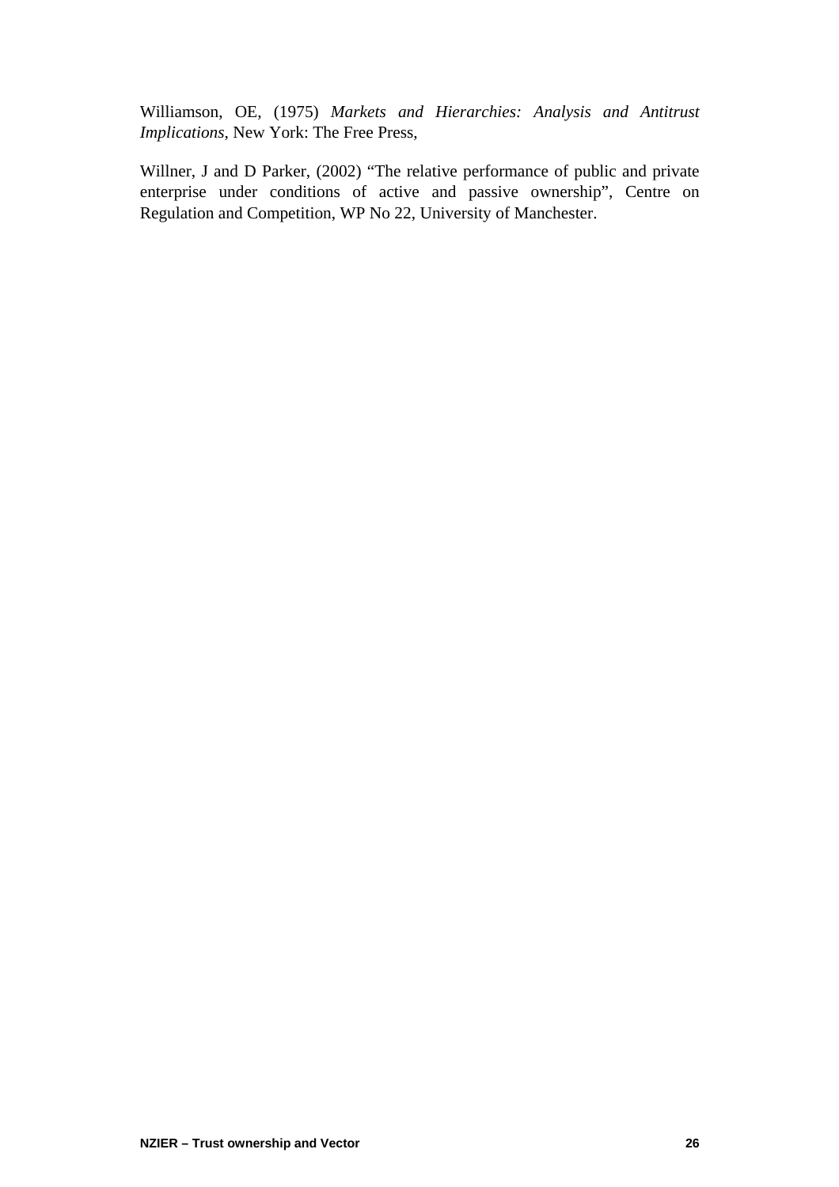Williamson, OE, (1975) *Markets and Hierarchies: Analysis and Antitrust Implications*, New York: The Free Press,

Willner, J and D Parker, (2002) "The relative performance of public and private enterprise under conditions of active and passive ownership", Centre on Regulation and Competition, WP No 22, University of Manchester.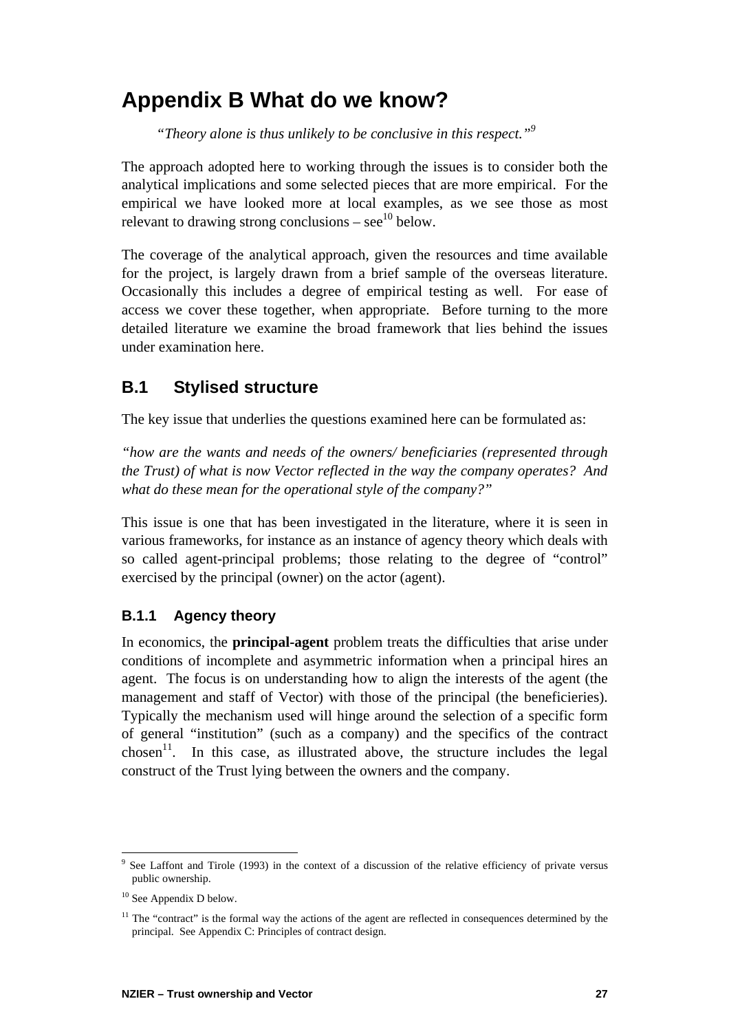# Appendix B What do we know?

> *"Theory alone is thus unlikely to be conclusive in this respect."*[9]

The approach adopted here to working through the issues is to consider both the analytical implications and some selected pieces that are more empirical. For the empirical we have looked more at local examples, as we see those as most relevant to drawing strong conclusions – see[10] below.

The coverage of the analytical approach, given the resources and time available for the project, is largely drawn from a brief sample of the overseas literature. Occasionally this includes a degree of empirical testing as well. For ease of access we cover these together, when appropriate. Before turning to the more detailed literature we examine the broad framework that lies behind the issues under examination here.

## B.1 Stylised structure

The key issue that underlies the questions examined here can be formulated as:

*"how are the wants and needs of the owners/ beneficiaries (represented through the Trust) of what is now Vector reflected in the way the company operates? And what do these mean for the operational style of the company?"*

This issue is one that has been investigated in the literature, where it is seen in various frameworks, for instance as an instance of agency theory which deals with so called agent-principal problems; those relating to the degree of "control" exercised by the principal (owner) on the actor (agent).

### B.1.1 Agency theory

In economics, the **principal-agent** problem treats the difficulties that arise under conditions of incomplete and asymmetric information when a principal hires an agent. The focus is on understanding how to align the interests of the agent (the management and staff of Vector) with those of the principal (the beneficieries). Typically the mechanism used will hinge around the selection of a specific form of general "institution" (such as a company) and the specifics of the contract chosen[11]. In this case, as illustrated above, the structure includes the legal construct of the Trust lying between the owners and the company.

---

[9] See Laffont and Tirole (1993) in the context of a discussion of the relative efficiency of private versus public ownership.

[10] See Appendix D below.

[11] The "contract" is the formal way the actions of the agent are reflected in consequences determined by the principal. See Appendix C: Principles of contract design.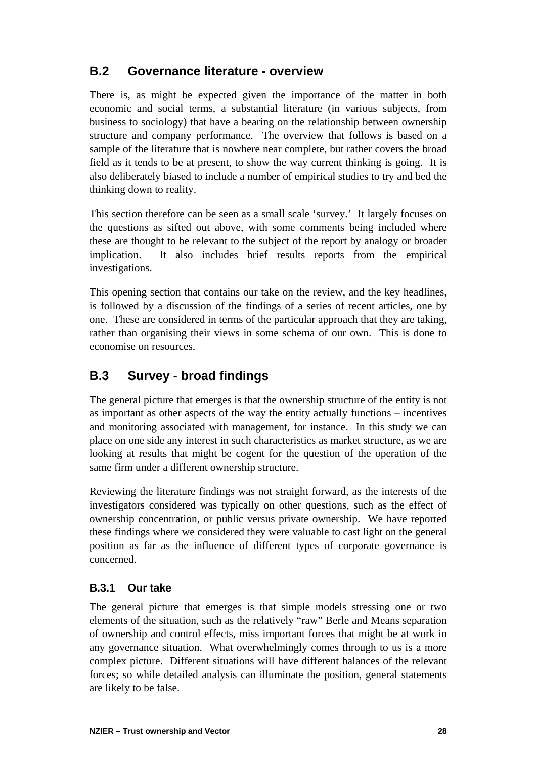## B.2 Governance literature - overview

There is, as might be expected given the importance of the matter in both economic and social terms, a substantial literature (in various subjects, from business to sociology) that have a bearing on the relationship between ownership structure and company performance. The overview that follows is based on a sample of the literature that is nowhere near complete, but rather covers the broad field as it tends to be at present, to show the way current thinking is going. It is also deliberately biased to include a number of empirical studies to try and bed the thinking down to reality.

This section therefore can be seen as a small scale 'survey.' It largely focuses on the questions as sifted out above, with some comments being included where these are thought to be relevant to the subject of the report by analogy or broader implication. It also includes brief results reports from the empirical investigations.

This opening section that contains our take on the review, and the key headlines, is followed by a discussion of the findings of a series of recent articles, one by one. These are considered in terms of the particular approach that they are taking, rather than organising their views in some schema of our own. This is done to economise on resources.

## B.3 Survey - broad findings

The general picture that emerges is that the ownership structure of the entity is not as important as other aspects of the way the entity actually functions – incentives and monitoring associated with management, for instance. In this study we can place on one side any interest in such characteristics as market structure, as we are looking at results that might be cogent for the question of the operation of the same firm under a different ownership structure.

Reviewing the literature findings was not straight forward, as the interests of the investigators considered was typically on other questions, such as the effect of ownership concentration, or public versus private ownership. We have reported these findings where we considered they were valuable to cast light on the general position as far as the influence of different types of corporate governance is concerned.

### B.3.1 Our take

The general picture that emerges is that simple models stressing one or two elements of the situation, such as the relatively "raw" Berle and Means separation of ownership and control effects, miss important forces that might be at work in any governance situation. What overwhelmingly comes through to us is a more complex picture. Different situations will have different balances of the relevant forces; so while detailed analysis can illuminate the position, general statements are likely to be false.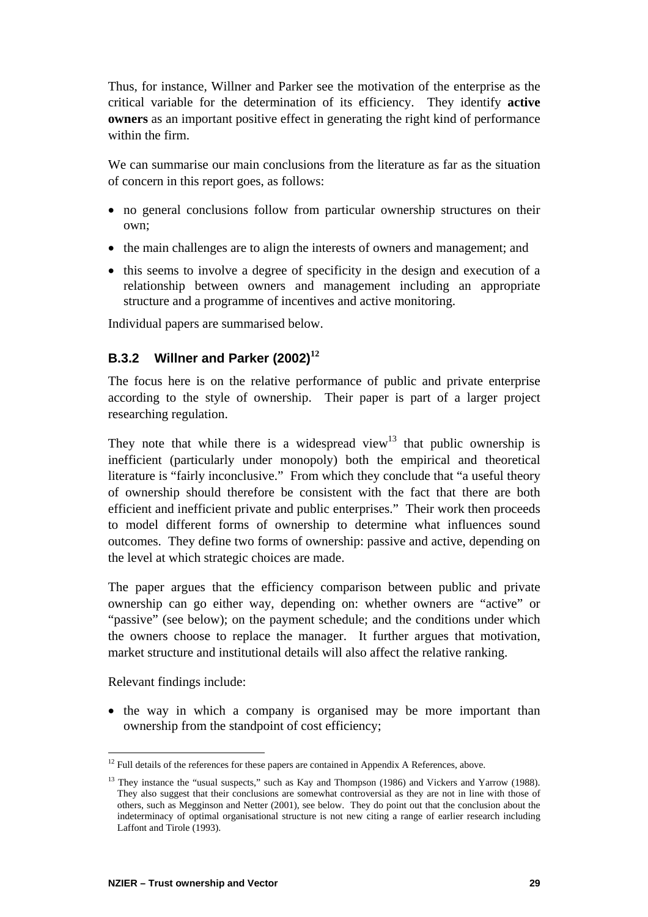Thus, for instance, Willner and Parker see the motivation of the enterprise as the critical variable for the determination of its efficiency. They identify **active owners** as an important positive effect in generating the right kind of performance within the firm.

We can summarise our main conclusions from the literature as far as the situation of concern in this report goes, as follows:

- no general conclusions follow from particular ownership structures on their own;
- the main challenges are to align the interests of owners and management; and
- this seems to involve a degree of specificity in the design and execution of a relationship between owners and management including an appropriate structure and a programme of incentives and active monitoring.

Individual papers are summarised below.

### B.3.2 Willner and Parker (2002)[12]

The focus here is on the relative performance of public and private enterprise according to the style of ownership. Their paper is part of a larger project researching regulation.

They note that while there is a widespread view[13] that public ownership is inefficient (particularly under monopoly) both the empirical and theoretical literature is "fairly inconclusive." From which they conclude that "a useful theory of ownership should therefore be consistent with the fact that there are both efficient and inefficient private and public enterprises." Their work then proceeds to model different forms of ownership to determine what influences sound outcomes. They define two forms of ownership: passive and active, depending on the level at which strategic choices are made.

The paper argues that the efficiency comparison between public and private ownership can go either way, depending on: whether owners are "active" or "passive" (see below); on the payment schedule; and the conditions under which the owners choose to replace the manager. It further argues that motivation, market structure and institutional details will also affect the relative ranking.

Relevant findings include:

- the way in which a company is organised may be more important than ownership from the standpoint of cost efficiency;

---

[12] Full details of the references for these papers are contained in Appendix A References, above.

[13] They instance the "usual suspects," such as Kay and Thompson (1986) and Vickers and Yarrow (1988). They also suggest that their conclusions are somewhat controversial as they are not in line with those of others, such as Megginson and Netter (2001), see below. They do point out that the conclusion about the indeterminacy of optimal organisational structure is not new citing a range of earlier research including Laffont and Tirole (1993).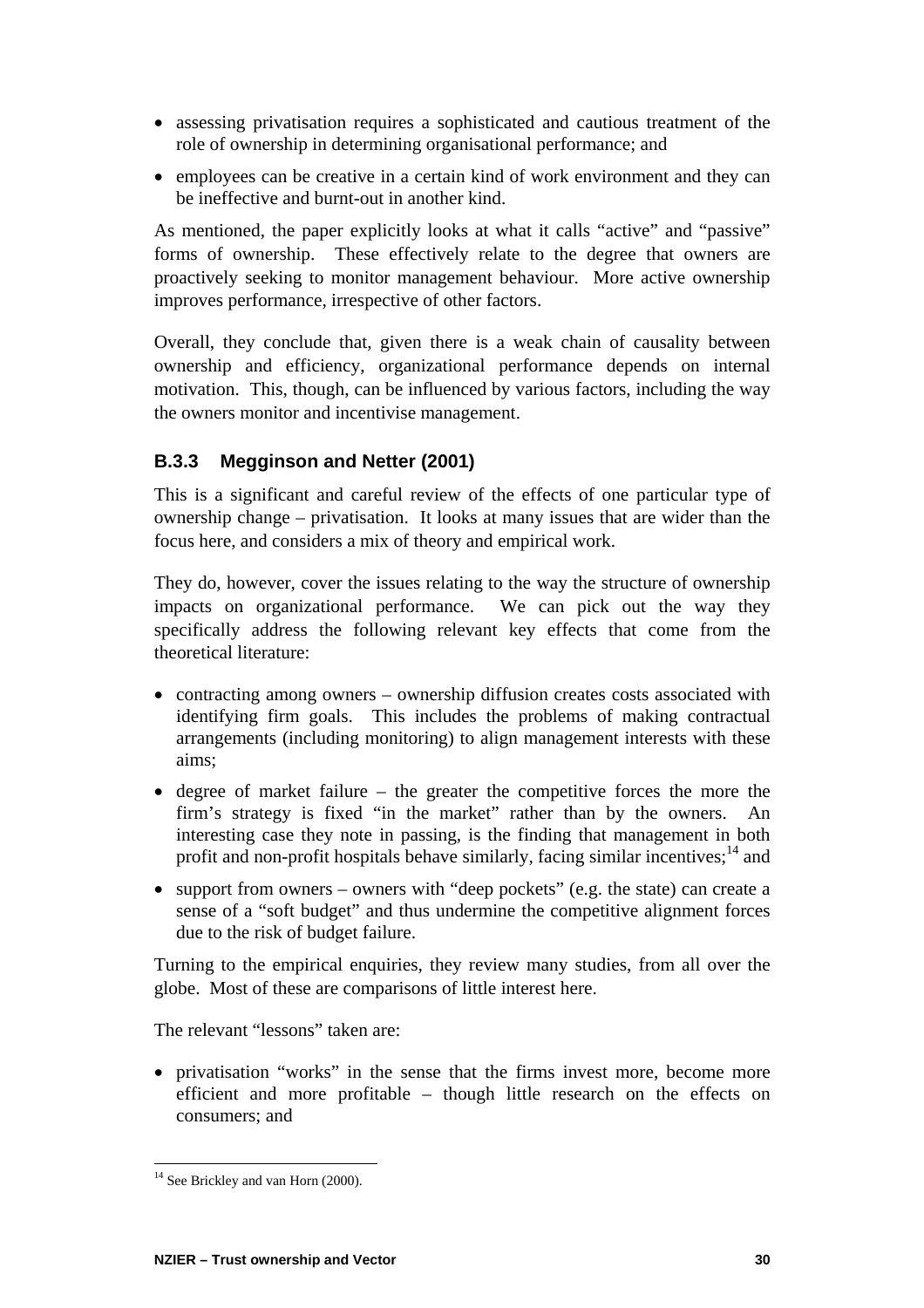- assessing privatisation requires a sophisticated and cautious treatment of the role of ownership in determining organisational performance; and
- employees can be creative in a certain kind of work environment and they can be ineffective and burnt-out in another kind.

As mentioned, the paper explicitly looks at what it calls "active" and "passive" forms of ownership. These effectively relate to the degree that owners are proactively seeking to monitor management behaviour. More active ownership improves performance, irrespective of other factors.

Overall, they conclude that, given there is a weak chain of causality between ownership and efficiency, organizational performance depends on internal motivation. This, though, can be influenced by various factors, including the way the owners monitor and incentivise management.

### B.3.3 Megginson and Netter (2001)

This is a significant and careful review of the effects of one particular type of ownership change – privatisation. It looks at many issues that are wider than the focus here, and considers a mix of theory and empirical work.

They do, however, cover the issues relating to the way the structure of ownership impacts on organizational performance. We can pick out the way they specifically address the following relevant key effects that come from the theoretical literature:

- contracting among owners – ownership diffusion creates costs associated with identifying firm goals. This includes the problems of making contractual arrangements (including monitoring) to align management interests with these aims;
- degree of market failure – the greater the competitive forces the more the firm's strategy is fixed "in the market" rather than by the owners. An interesting case they note in passing, is the finding that management in both profit and non-profit hospitals behave similarly, facing similar incentives;[14] and
- support from owners – owners with "deep pockets" (e.g. the state) can create a sense of a "soft budget" and thus undermine the competitive alignment forces due to the risk of budget failure.

Turning to the empirical enquiries, they review many studies, from all over the globe. Most of these are comparisons of little interest here.

The relevant "lessons" taken are:

- privatisation "works" in the sense that the firms invest more, become more efficient and more profitable – though little research on the effects on consumers; and

[14] See Brickley and van Horn (2000).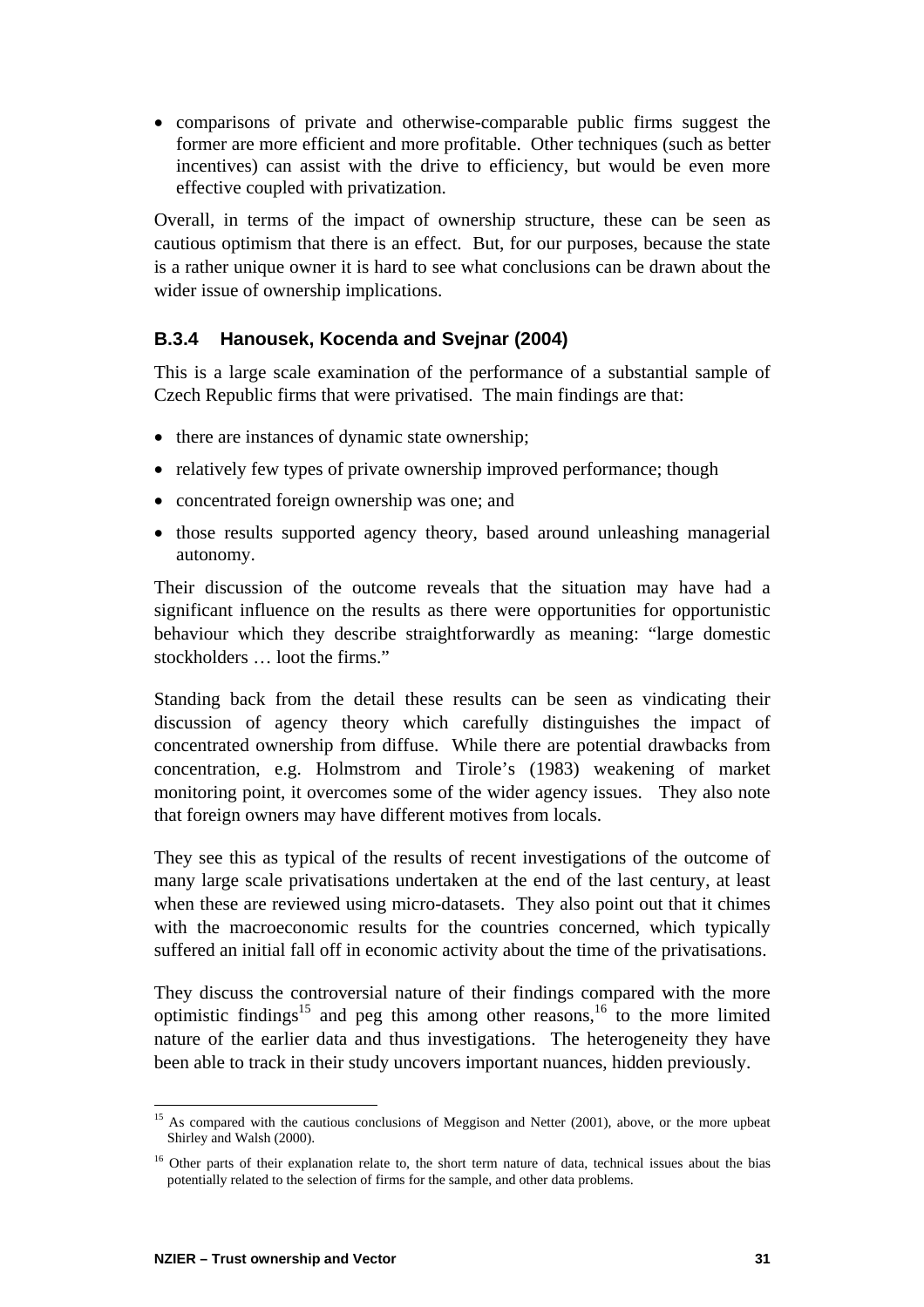- comparisons of private and otherwise-comparable public firms suggest the former are more efficient and more profitable. Other techniques (such as better incentives) can assist with the drive to efficiency, but would be even more effective coupled with privatization.

Overall, in terms of the impact of ownership structure, these can be seen as cautious optimism that there is an effect. But, for our purposes, because the state is a rather unique owner it is hard to see what conclusions can be drawn about the wider issue of ownership implications.

### B.3.4 Hanousek, Kocenda and Svejnar (2004)

This is a large scale examination of the performance of a substantial sample of Czech Republic firms that were privatised. The main findings are that:

- there are instances of dynamic state ownership;
- relatively few types of private ownership improved performance; though
- concentrated foreign ownership was one; and
- those results supported agency theory, based around unleashing managerial autonomy.

Their discussion of the outcome reveals that the situation may have had a significant influence on the results as there were opportunities for opportunistic behaviour which they describe straightforwardly as meaning: "large domestic stockholders … loot the firms."

Standing back from the detail these results can be seen as vindicating their discussion of agency theory which carefully distinguishes the impact of concentrated ownership from diffuse. While there are potential drawbacks from concentration, e.g. Holmstrom and Tirole's (1983) weakening of market monitoring point, it overcomes some of the wider agency issues. They also note that foreign owners may have different motives from locals.

They see this as typical of the results of recent investigations of the outcome of many large scale privatisations undertaken at the end of the last century, at least when these are reviewed using micro-datasets. They also point out that it chimes with the macroeconomic results for the countries concerned, which typically suffered an initial fall off in economic activity about the time of the privatisations.

They discuss the controversial nature of their findings compared with the more optimistic findings[15] and peg this among other reasons,[16] to the more limited nature of the earlier data and thus investigations. The heterogeneity they have been able to track in their study uncovers important nuances, hidden previously.

---

[15] As compared with the cautious conclusions of Meggison and Netter (2001), above, or the more upbeat Shirley and Walsh (2000).

[16] Other parts of their explanation relate to, the short term nature of data, technical issues about the bias potentially related to the selection of firms for the sample, and other data problems.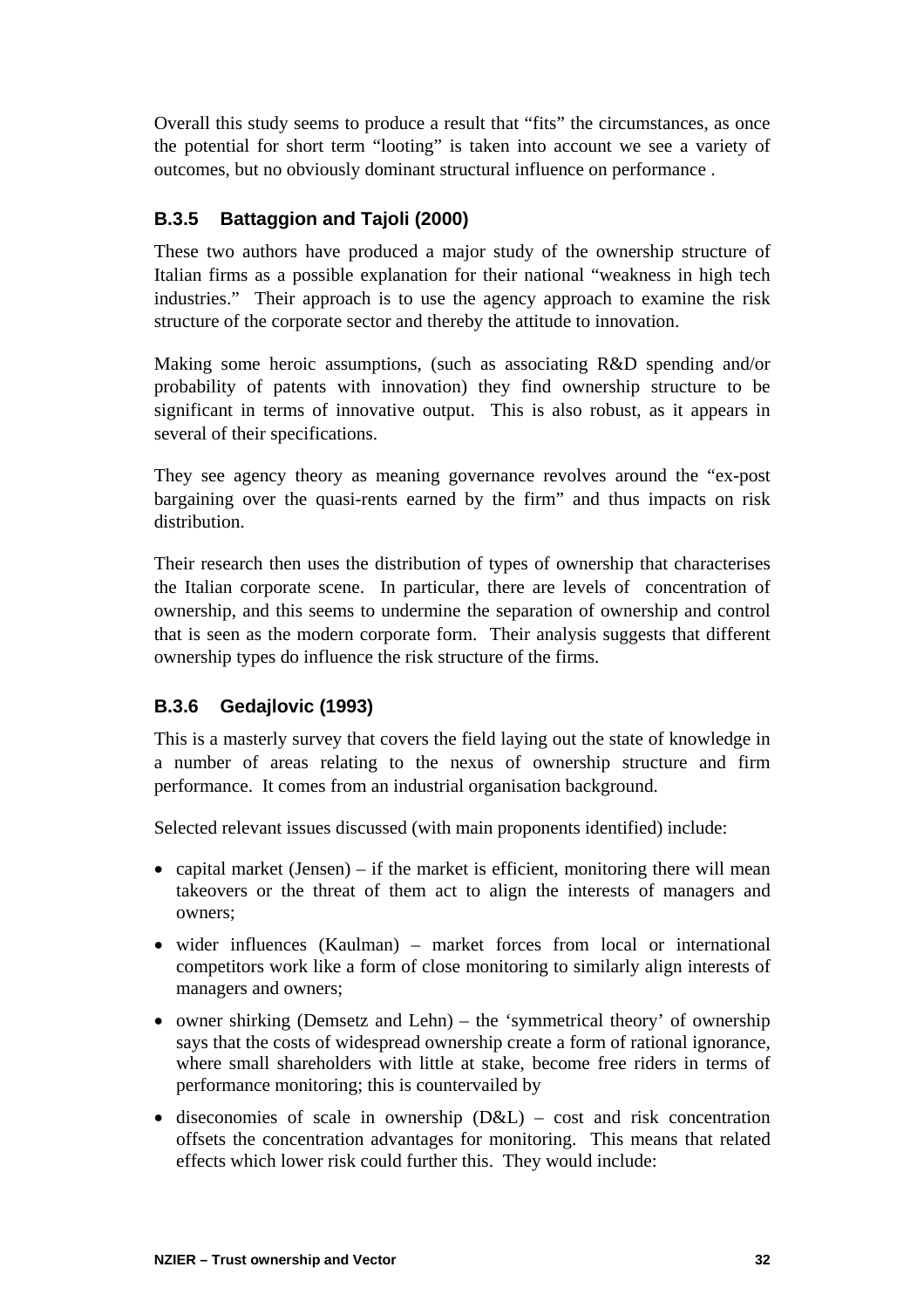Overall this study seems to produce a result that "fits" the circumstances, as once the potential for short term "looting" is taken into account we see a variety of outcomes, but no obviously dominant structural influence on performance .

### B.3.5 Battaggion and Tajoli (2000)

These two authors have produced a major study of the ownership structure of Italian firms as a possible explanation for their national "weakness in high tech industries." Their approach is to use the agency approach to examine the risk structure of the corporate sector and thereby the attitude to innovation.

Making some heroic assumptions, (such as associating R&D spending and/or probability of patents with innovation) they find ownership structure to be significant in terms of innovative output. This is also robust, as it appears in several of their specifications.

They see agency theory as meaning governance revolves around the "ex-post bargaining over the quasi-rents earned by the firm" and thus impacts on risk distribution.

Their research then uses the distribution of types of ownership that characterises the Italian corporate scene. In particular, there are levels of concentration of ownership, and this seems to undermine the separation of ownership and control that is seen as the modern corporate form. Their analysis suggests that different ownership types do influence the risk structure of the firms.

### B.3.6 Gedajlovic (1993)

This is a masterly survey that covers the field laying out the state of knowledge in a number of areas relating to the nexus of ownership structure and firm performance. It comes from an industrial organisation background.

Selected relevant issues discussed (with main proponents identified) include:

- capital market (Jensen) – if the market is efficient, monitoring there will mean takeovers or the threat of them act to align the interests of managers and owners;
- wider influences (Kaulman) – market forces from local or international competitors work like a form of close monitoring to similarly align interests of managers and owners;
- owner shirking (Demsetz and Lehn) – the 'symmetrical theory' of ownership says that the costs of widespread ownership create a form of rational ignorance, where small shareholders with little at stake, become free riders in terms of performance monitoring; this is countervailed by
- diseconomies of scale in ownership (D&L) – cost and risk concentration offsets the concentration advantages for monitoring. This means that related effects which lower risk could further this. They would include: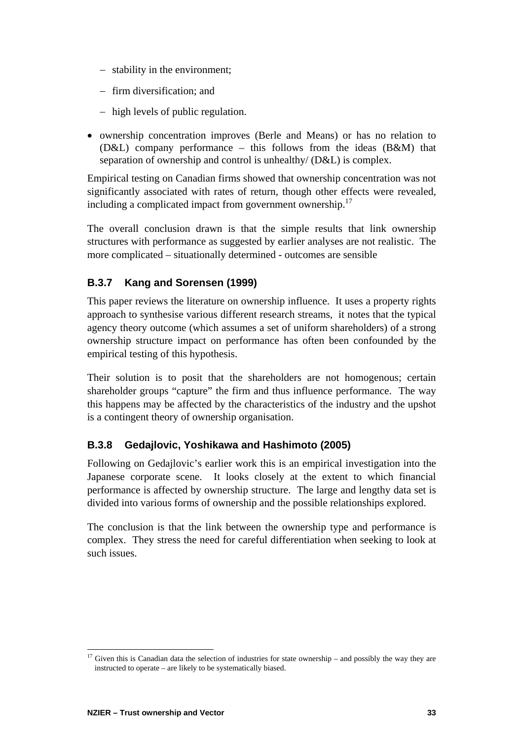- stability in the environment;
  - firm diversification; and
  - high levels of public regulation.

- ownership concentration improves (Berle and Means) or has no relation to (D&L) company performance – this follows from the ideas (B&M) that separation of ownership and control is unhealthy/ (D&L) is complex.

Empirical testing on Canadian firms showed that ownership concentration was not significantly associated with rates of return, though other effects were revealed, including a complicated impact from government ownership.[17]

The overall conclusion drawn is that the simple results that link ownership structures with performance as suggested by earlier analyses are not realistic. The more complicated – situationally determined - outcomes are sensible

### B.3.7 Kang and Sorensen (1999)

This paper reviews the literature on ownership influence. It uses a property rights approach to synthesise various different research streams, it notes that the typical agency theory outcome (which assumes a set of uniform shareholders) of a strong ownership structure impact on performance has often been confounded by the empirical testing of this hypothesis.

Their solution is to posit that the shareholders are not homogenous; certain shareholder groups "capture" the firm and thus influence performance. The way this happens may be affected by the characteristics of the industry and the upshot is a contingent theory of ownership organisation.

### B.3.8 Gedajlovic, Yoshikawa and Hashimoto (2005)

Following on Gedajlovic's earlier work this is an empirical investigation into the Japanese corporate scene. It looks closely at the extent to which financial performance is affected by ownership structure. The large and lengthy data set is divided into various forms of ownership and the possible relationships explored.

The conclusion is that the link between the ownership type and performance is complex. They stress the need for careful differentiation when seeking to look at such issues.

[17] Given this is Canadian data the selection of industries for state ownership – and possibly the way they are instructed to operate – are likely to be systematically biased.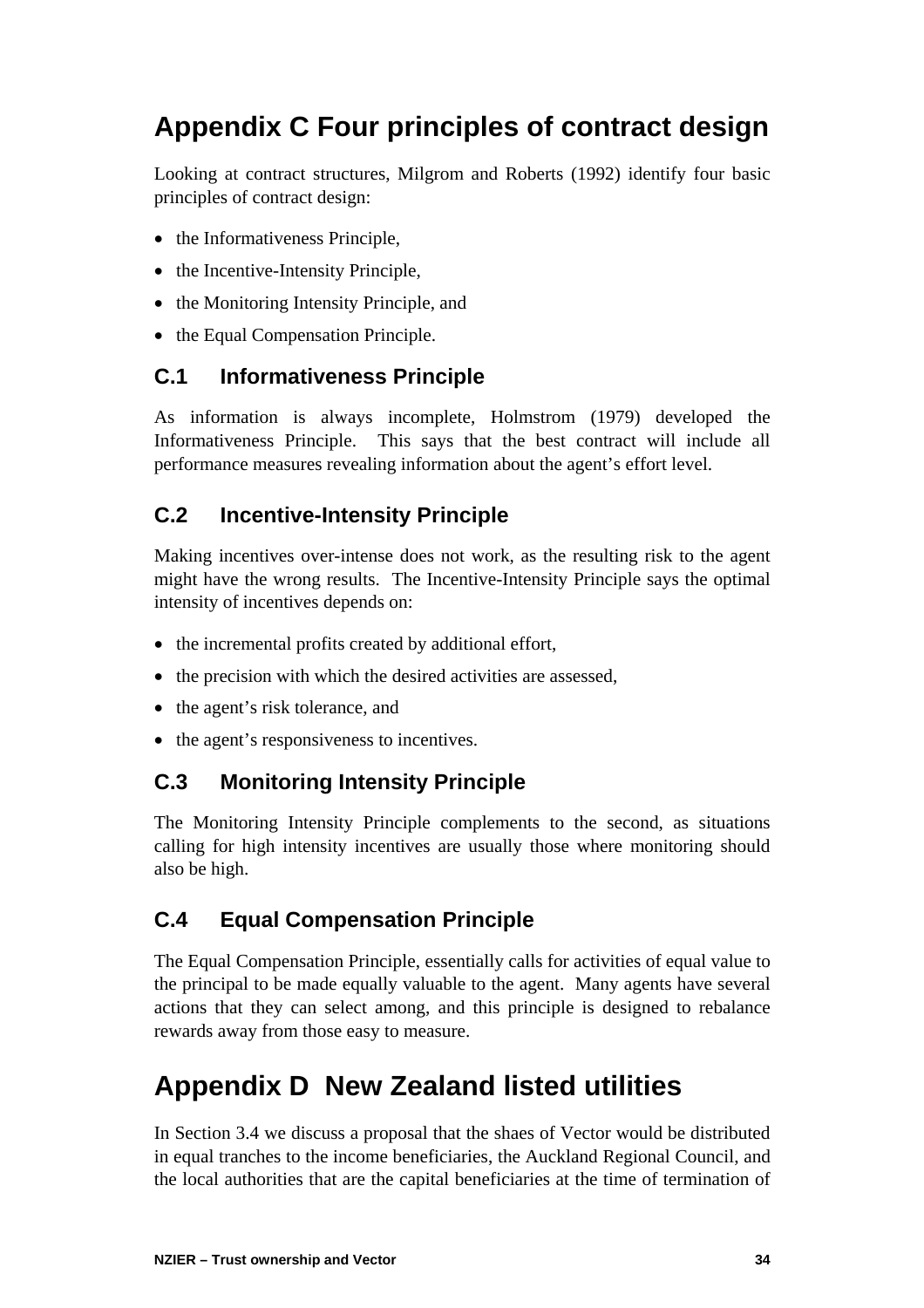# Appendix C Four principles of contract design

Looking at contract structures, Milgrom and Roberts (1992) identify four basic principles of contract design:

- the Informativeness Principle,
- the Incentive-Intensity Principle,
- the Monitoring Intensity Principle, and
- the Equal Compensation Principle.

## C.1 Informativeness Principle

As information is always incomplete, Holmstrom (1979) developed the Informativeness Principle. This says that the best contract will include all performance measures revealing information about the agent's effort level.

## C.2 Incentive-Intensity Principle

Making incentives over-intense does not work, as the resulting risk to the agent might have the wrong results. The Incentive-Intensity Principle says the optimal intensity of incentives depends on:

- the incremental profits created by additional effort,
- the precision with which the desired activities are assessed,
- the agent's risk tolerance, and
- the agent's responsiveness to incentives.

## C.3 Monitoring Intensity Principle

The Monitoring Intensity Principle complements to the second, as situations calling for high intensity incentives are usually those where monitoring should also be high.

## C.4 Equal Compensation Principle

The Equal Compensation Principle, essentially calls for activities of equal value to the principal to be made equally valuable to the agent. Many agents have several actions that they can select among, and this principle is designed to rebalance rewards away from those easy to measure.

# Appendix D New Zealand listed utilities

In Section 3.4 we discuss a proposal that the shaes of Vector would be distributed in equal tranches to the income beneficiaries, the Auckland Regional Council, and the local authorities that are the capital beneficiaries at the time of termination of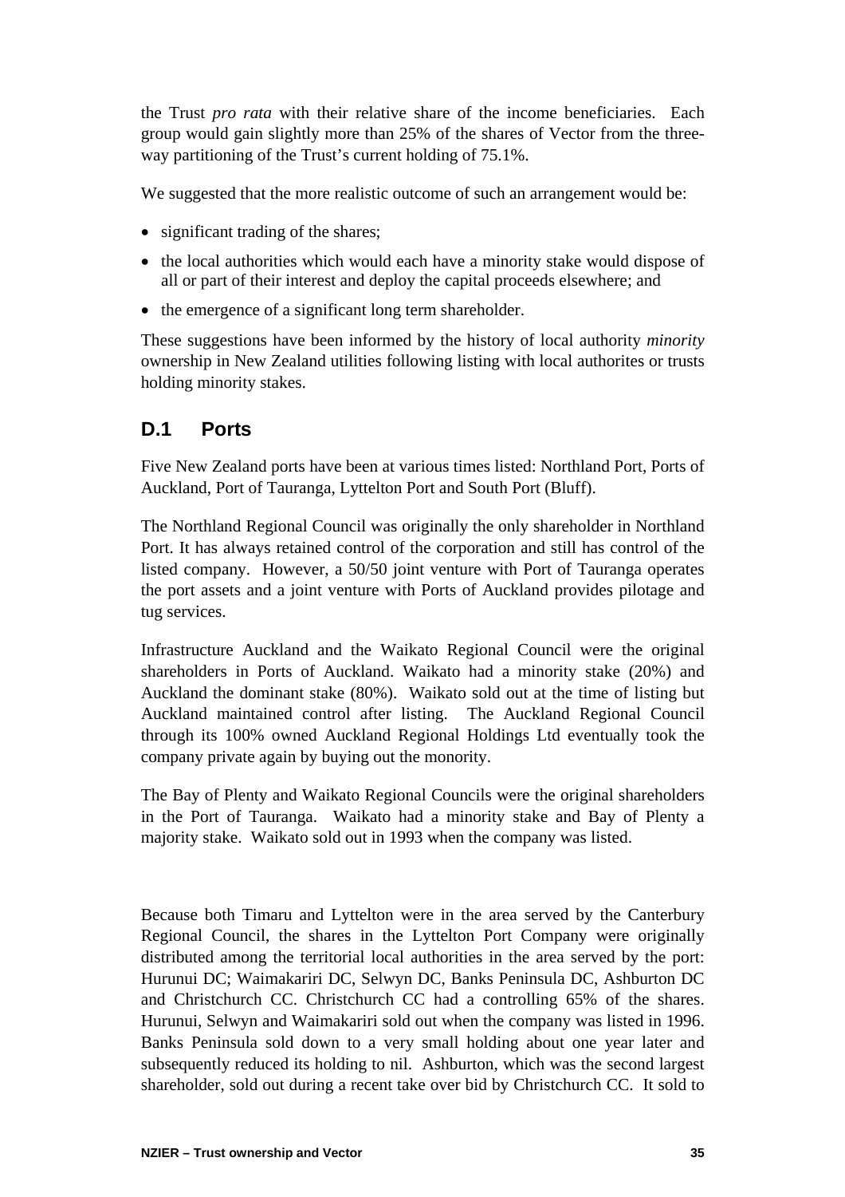the Trust *pro rata* with their relative share of the income beneficiaries. Each group would gain slightly more than 25% of the shares of Vector from the three-way partitioning of the Trust's current holding of 75.1%.

We suggested that the more realistic outcome of such an arrangement would be:

- significant trading of the shares;
- the local authorities which would each have a minority stake would dispose of all or part of their interest and deploy the capital proceeds elsewhere; and
- the emergence of a significant long term shareholder.

These suggestions have been informed by the history of local authority *minority* ownership in New Zealand utilities following listing with local authorites or trusts holding minority stakes.

## D.1 Ports

Five New Zealand ports have been at various times listed: Northland Port, Ports of Auckland, Port of Tauranga, Lyttelton Port and South Port (Bluff).

The Northland Regional Council was originally the only shareholder in Northland Port. It has always retained control of the corporation and still has control of the listed company. However, a 50/50 joint venture with Port of Tauranga operates the port assets and a joint venture with Ports of Auckland provides pilotage and tug services.

Infrastructure Auckland and the Waikato Regional Council were the original shareholders in Ports of Auckland. Waikato had a minority stake (20%) and Auckland the dominant stake (80%). Waikato sold out at the time of listing but Auckland maintained control after listing. The Auckland Regional Council through its 100% owned Auckland Regional Holdings Ltd eventually took the company private again by buying out the monority.

The Bay of Plenty and Waikato Regional Councils were the original shareholders in the Port of Tauranga. Waikato had a minority stake and Bay of Plenty a majority stake. Waikato sold out in 1993 when the company was listed.

Because both Timaru and Lyttelton were in the area served by the Canterbury Regional Council, the shares in the Lyttelton Port Company were originally distributed among the territorial local authorities in the area served by the port: Hurunui DC; Waimakariri DC, Selwyn DC, Banks Peninsula DC, Ashburton DC and Christchurch CC. Christchurch CC had a controlling 65% of the shares. Hurunui, Selwyn and Waimakariri sold out when the company was listed in 1996. Banks Peninsula sold down to a very small holding about one year later and subsequently reduced its holding to nil. Ashburton, which was the second largest shareholder, sold out during a recent take over bid by Christchurch CC. It sold to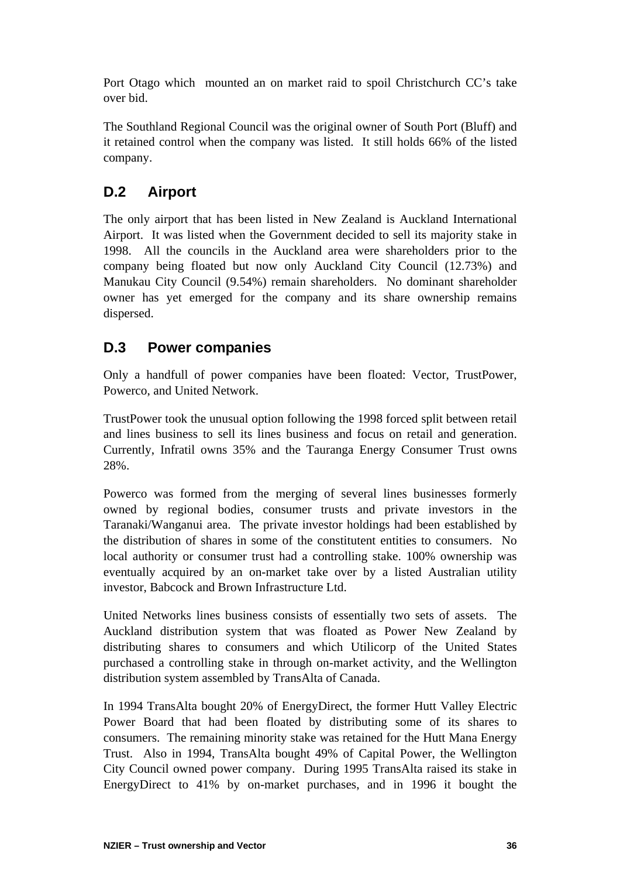Port Otago which  mounted an on market raid to spoil Christchurch CC's take over bid.

The Southland Regional Council was the original owner of South Port (Bluff) and it retained control when the company was listed.  It still holds 66% of the listed company.

## D.2 Airport

The only airport that has been listed in New Zealand is Auckland International Airport.  It was listed when the Government decided to sell its majority stake in 1998.  All the councils in the Auckland area were shareholders prior to the company being floated but now only Auckland City Council (12.73%) and Manukau City Council (9.54%) remain shareholders.  No dominant shareholder owner has yet emerged for the company and its share ownership remains dispersed.

## D.3 Power companies

Only a handfull of power companies have been floated: Vector, TrustPower, Powerco, and United Network.

TrustPower took the unusual option following the 1998 forced split between retail and lines business to sell its lines business and focus on retail and generation. Currently, Infratil owns 35% and the Tauranga Energy Consumer Trust owns 28%.

Powerco was formed from the merging of several lines businesses formerly owned by regional bodies, consumer trusts and private investors in the Taranaki/Wanganui area.  The private investor holdings had been established by the distribution of shares in some of the constitutent entities to consumers.  No local authority or consumer trust had a controlling stake. 100% ownership was eventually acquired by an on-market take over by a listed Australian utility investor, Babcock and Brown Infrastructure Ltd.

United Networks lines business consists of essentially two sets of assets.  The Auckland distribution system that was floated as Power New Zealand by distributing shares to consumers and which Utilicorp of the United States purchased a controlling stake in through on-market activity, and the Wellington distribution system assembled by TransAlta of Canada.

In 1994 TransAlta bought 20% of EnergyDirect, the former Hutt Valley Electric Power Board that had been floated by distributing some of its shares to consumers.  The remaining minority stake was retained for the Hutt Mana Energy Trust.  Also in 1994, TransAlta bought 49% of Capital Power, the Wellington City Council owned power company.  During 1995 TransAlta raised its stake in EnergyDirect to 41% by on-market purchases, and in 1996 it bought the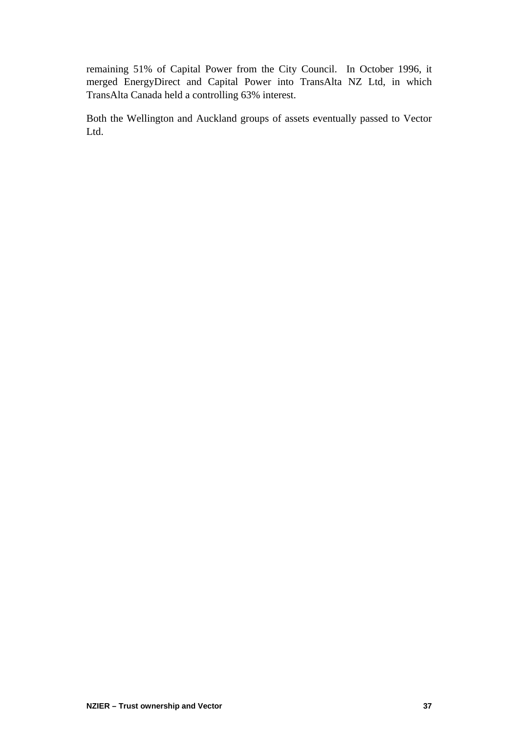remaining 51% of Capital Power from the City Council. In October 1996, it merged EnergyDirect and Capital Power into TransAlta NZ Ltd, in which TransAlta Canada held a controlling 63% interest.

Both the Wellington and Auckland groups of assets eventually passed to Vector Ltd.